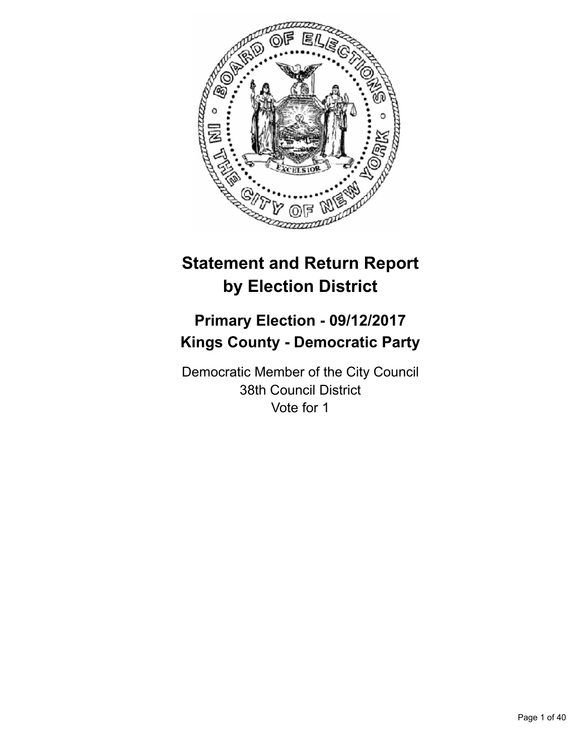# Statement and Return Report by Election District

## Primary Election - 09/12/2017
## Kings County - Democratic Party

Democratic Member of the City Council
38th Council District
Vote for 1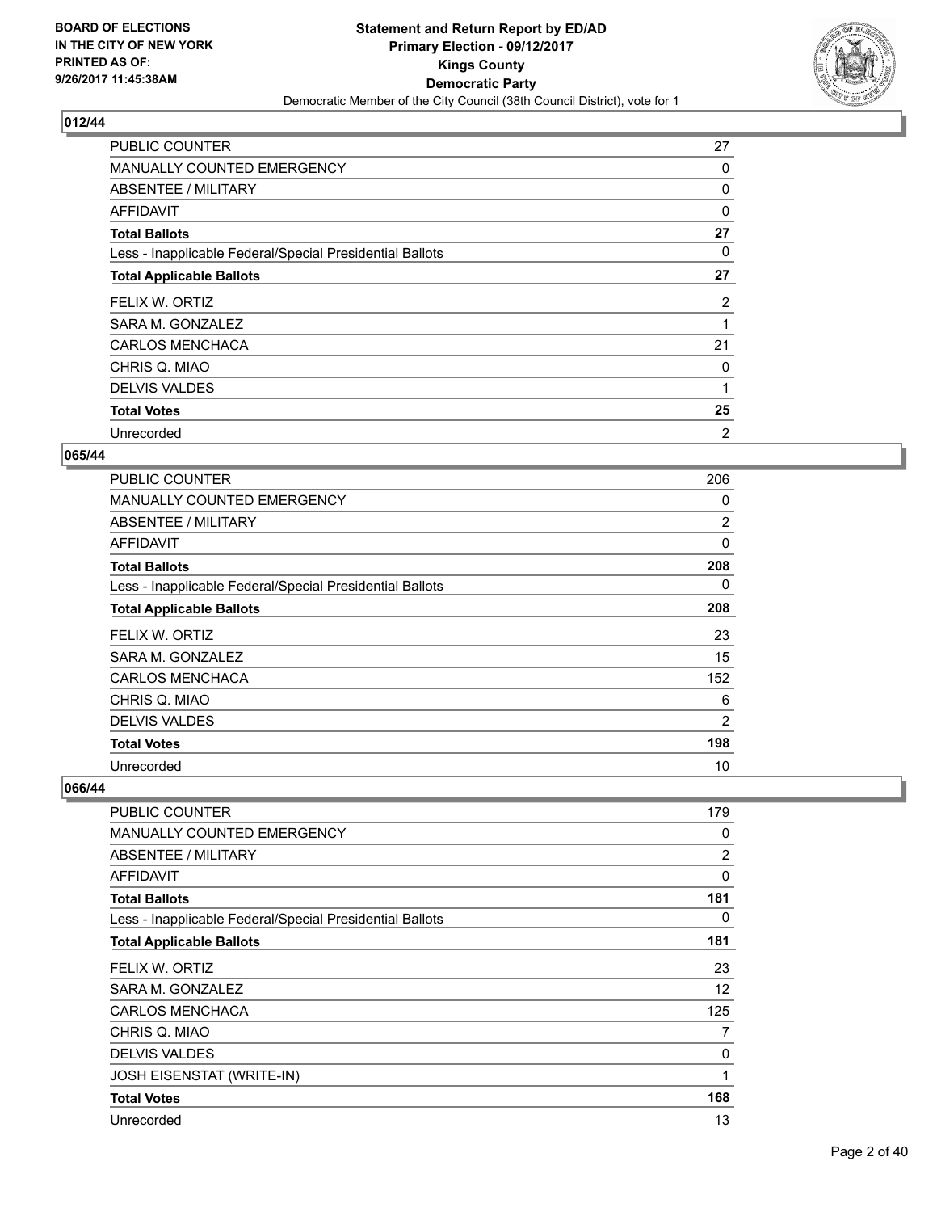**BOARD OF ELECTIONS IN THE CITY OF NEW YORK PRINTED AS OF: 9/26/2017 11:45:38AM**

**Statement and Return Report by ED/AD**
**Primary Election - 09/12/2017**
**Kings County**
**Democratic Party**
Democratic Member of the City Council (38th Council District), vote for 1

## 012/44

| | |
|---|---|
| PUBLIC COUNTER | 27 |
| MANUALLY COUNTED EMERGENCY | 0 |
| ABSENTEE / MILITARY | 0 |
| AFFIDAVIT | 0 |
| **Total Ballots** | **27** |
| Less - Inapplicable Federal/Special Presidential Ballots | 0 |
| **Total Applicable Ballots** | **27** |
| FELIX W. ORTIZ | 2 |
| SARA M. GONZALEZ | 1 |
| CARLOS MENCHACA | 21 |
| CHRIS Q. MIAO | 0 |
| DELVIS VALDES | 1 |
| **Total Votes** | **25** |
| Unrecorded | 2 |

## 065/44

| | |
|---|---|
| PUBLIC COUNTER | 206 |
| MANUALLY COUNTED EMERGENCY | 0 |
| ABSENTEE / MILITARY | 2 |
| AFFIDAVIT | 0 |
| **Total Ballots** | **208** |
| Less - Inapplicable Federal/Special Presidential Ballots | 0 |
| **Total Applicable Ballots** | **208** |
| FELIX W. ORTIZ | 23 |
| SARA M. GONZALEZ | 15 |
| CARLOS MENCHACA | 152 |
| CHRIS Q. MIAO | 6 |
| DELVIS VALDES | 2 |
| **Total Votes** | **198** |
| Unrecorded | 10 |

## 066/44

| | |
|---|---|
| PUBLIC COUNTER | 179 |
| MANUALLY COUNTED EMERGENCY | 0 |
| ABSENTEE / MILITARY | 2 |
| AFFIDAVIT | 0 |
| **Total Ballots** | **181** |
| Less - Inapplicable Federal/Special Presidential Ballots | 0 |
| **Total Applicable Ballots** | **181** |
| FELIX W. ORTIZ | 23 |
| SARA M. GONZALEZ | 12 |
| CARLOS MENCHACA | 125 |
| CHRIS Q. MIAO | 7 |
| DELVIS VALDES | 0 |
| JOSH EISENSTAT (WRITE-IN) | 1 |
| **Total Votes** | **168** |
| Unrecorded | 13 |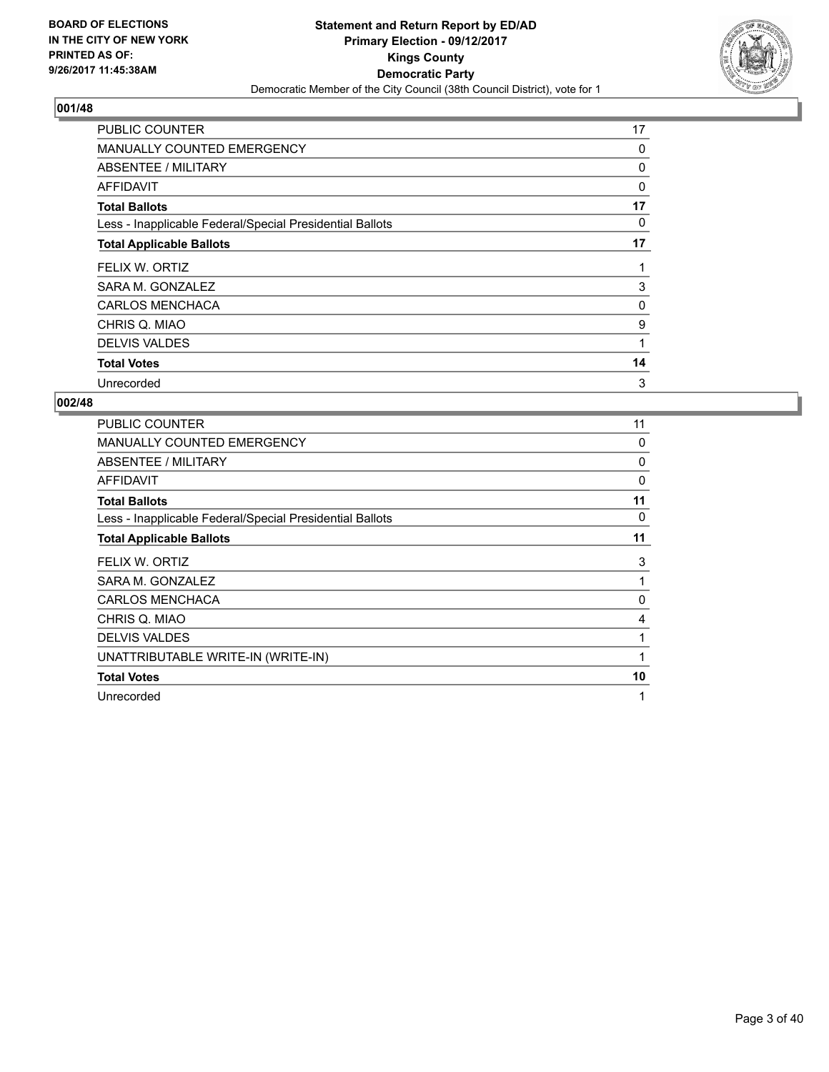**BOARD OF ELECTIONS IN THE CITY OF NEW YORK PRINTED AS OF: 9/26/2017 11:45:38AM**

**Statement and Return Report by ED/AD**
**Primary Election - 09/12/2017**
**Kings County**
**Democratic Party**
Democratic Member of the City Council (38th Council District), vote for 1

### 001/48

| | |
|---|---|
| PUBLIC COUNTER | 17 |
| MANUALLY COUNTED EMERGENCY | 0 |
| ABSENTEE / MILITARY | 0 |
| AFFIDAVIT | 0 |
| **Total Ballots** | **17** |
| Less - Inapplicable Federal/Special Presidential Ballots | 0 |
| **Total Applicable Ballots** | **17** |
| FELIX W. ORTIZ | 1 |
| SARA M. GONZALEZ | 3 |
| CARLOS MENCHACA | 0 |
| CHRIS Q. MIAO | 9 |
| DELVIS VALDES | 1 |
| **Total Votes** | **14** |
| Unrecorded | 3 |

### 002/48

| | |
|---|---|
| PUBLIC COUNTER | 11 |
| MANUALLY COUNTED EMERGENCY | 0 |
| ABSENTEE / MILITARY | 0 |
| AFFIDAVIT | 0 |
| **Total Ballots** | **11** |
| Less - Inapplicable Federal/Special Presidential Ballots | 0 |
| **Total Applicable Ballots** | **11** |
| FELIX W. ORTIZ | 3 |
| SARA M. GONZALEZ | 1 |
| CARLOS MENCHACA | 0 |
| CHRIS Q. MIAO | 4 |
| DELVIS VALDES | 1 |
| UNATTRIBUTABLE WRITE-IN (WRITE-IN) | 1 |
| **Total Votes** | **10** |
| Unrecorded | 1 |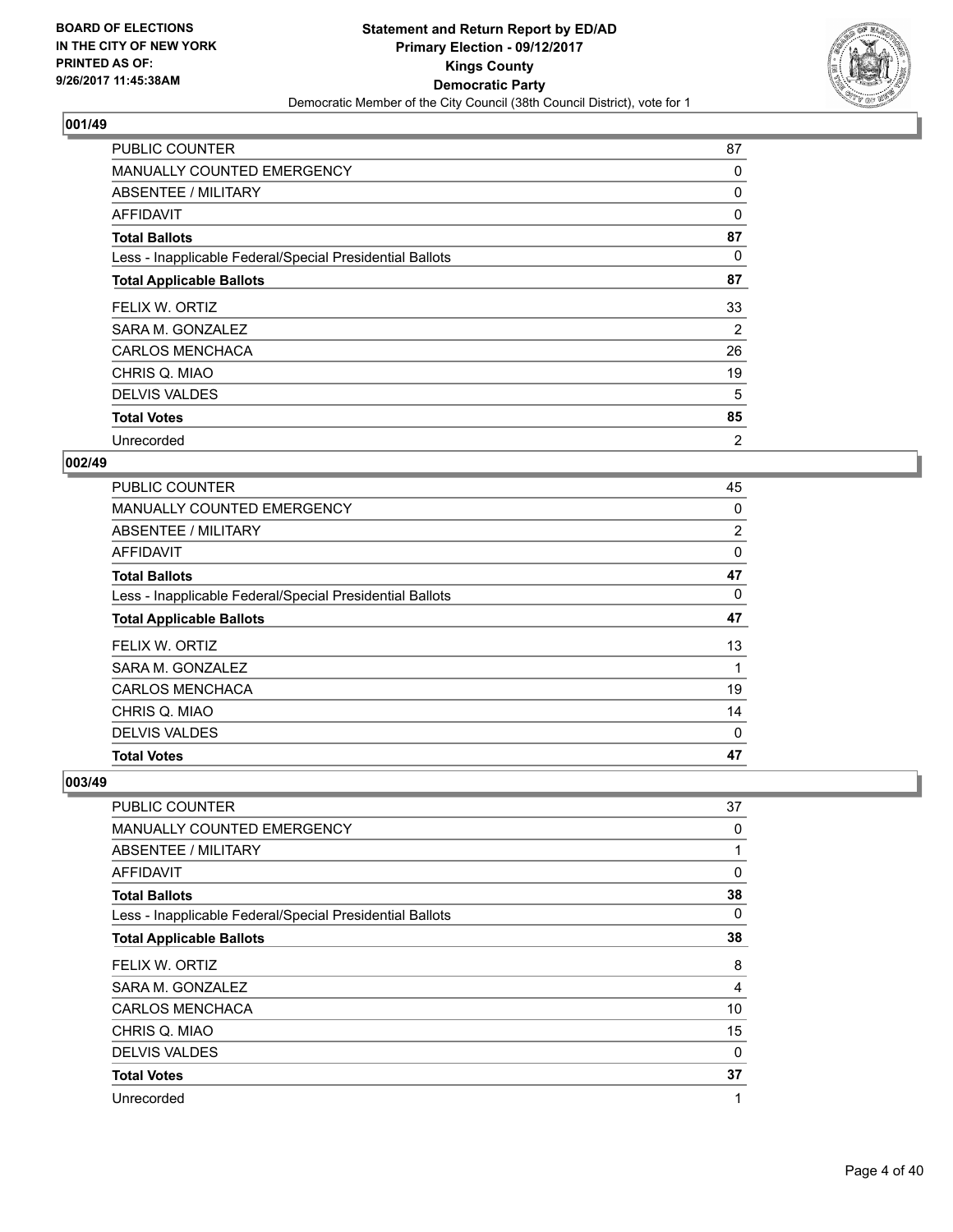**BOARD OF ELECTIONS IN THE CITY OF NEW YORK PRINTED AS OF: 9/26/2017 11:45:38AM**

**Statement and Return Report by ED/AD Primary Election - 09/12/2017 Kings County Democratic Party**

Democratic Member of the City Council (38th Council District), vote for 1

## 001/49

| | |
|---|---|
| PUBLIC COUNTER | 87 |
| MANUALLY COUNTED EMERGENCY | 0 |
| ABSENTEE / MILITARY | 0 |
| AFFIDAVIT | 0 |
| **Total Ballots** | **87** |
| Less - Inapplicable Federal/Special Presidential Ballots | 0 |
| **Total Applicable Ballots** | **87** |
| FELIX W. ORTIZ | 33 |
| SARA M. GONZALEZ | 2 |
| CARLOS MENCHACA | 26 |
| CHRIS Q. MIAO | 19 |
| DELVIS VALDES | 5 |
| **Total Votes** | **85** |
| Unrecorded | 2 |

## 002/49

| | |
|---|---|
| PUBLIC COUNTER | 45 |
| MANUALLY COUNTED EMERGENCY | 0 |
| ABSENTEE / MILITARY | 2 |
| AFFIDAVIT | 0 |
| **Total Ballots** | **47** |
| Less - Inapplicable Federal/Special Presidential Ballots | 0 |
| **Total Applicable Ballots** | **47** |
| FELIX W. ORTIZ | 13 |
| SARA M. GONZALEZ | 1 |
| CARLOS MENCHACA | 19 |
| CHRIS Q. MIAO | 14 |
| DELVIS VALDES | 0 |
| **Total Votes** | **47** |

## 003/49

| | |
|---|---|
| PUBLIC COUNTER | 37 |
| MANUALLY COUNTED EMERGENCY | 0 |
| ABSENTEE / MILITARY | 1 |
| AFFIDAVIT | 0 |
| **Total Ballots** | **38** |
| Less - Inapplicable Federal/Special Presidential Ballots | 0 |
| **Total Applicable Ballots** | **38** |
| FELIX W. ORTIZ | 8 |
| SARA M. GONZALEZ | 4 |
| CARLOS MENCHACA | 10 |
| CHRIS Q. MIAO | 15 |
| DELVIS VALDES | 0 |
| **Total Votes** | **37** |
| Unrecorded | 1 |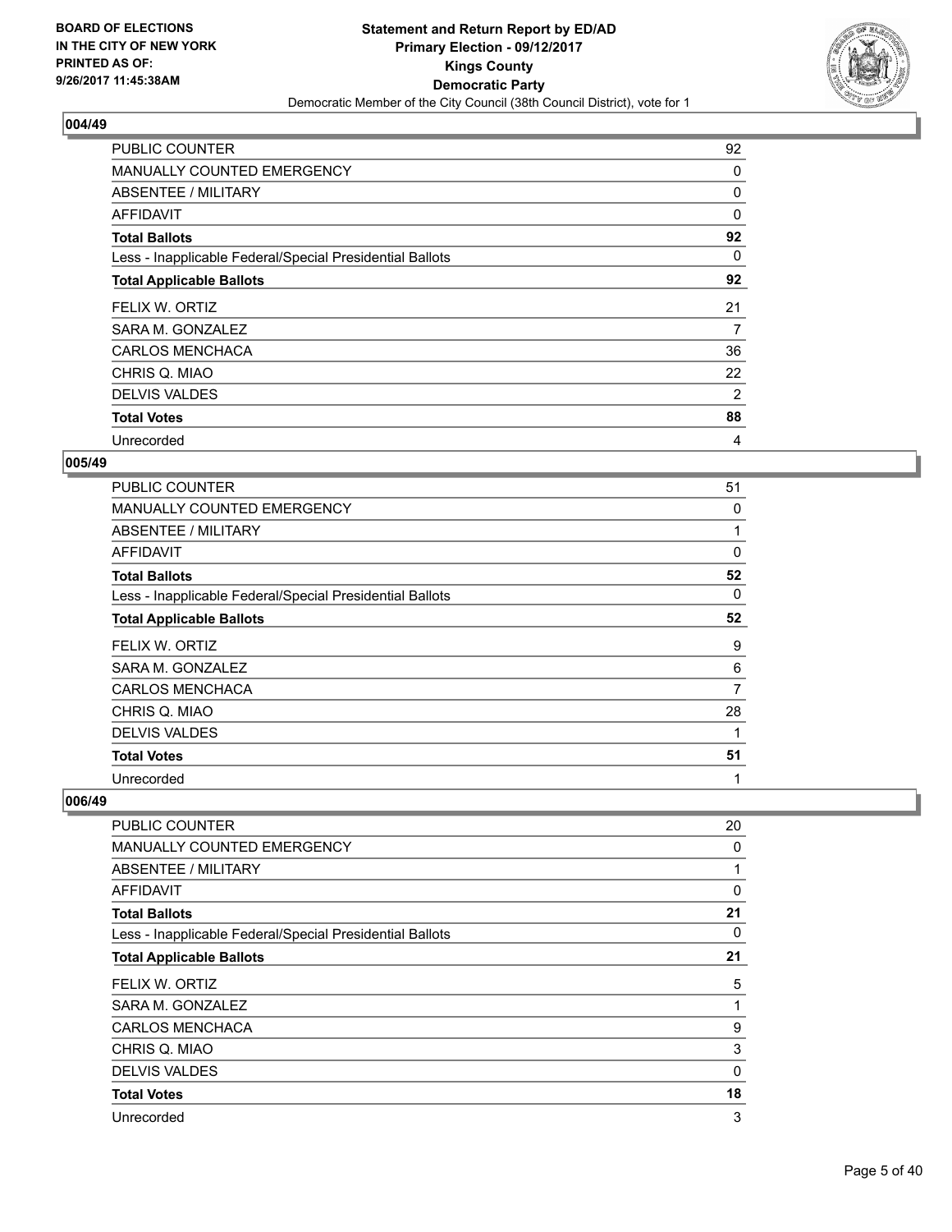**BOARD OF ELECTIONS IN THE CITY OF NEW YORK PRINTED AS OF: 9/26/2017 11:45:38AM**

# Statement and Return Report by ED/AD
## Primary Election - 09/12/2017
## Kings County
## Democratic Party
### Democratic Member of the City Council (38th Council District), vote for 1

### 004/49

| | |
|---|---|
| PUBLIC COUNTER | 92 |
| MANUALLY COUNTED EMERGENCY | 0 |
| ABSENTEE / MILITARY | 0 |
| AFFIDAVIT | 0 |
| **Total Ballots** | **92** |
| Less - Inapplicable Federal/Special Presidential Ballots | 0 |
| **Total Applicable Ballots** | **92** |
| FELIX W. ORTIZ | 21 |
| SARA M. GONZALEZ | 7 |
| CARLOS MENCHACA | 36 |
| CHRIS Q. MIAO | 22 |
| DELVIS VALDES | 2 |
| **Total Votes** | **88** |
| Unrecorded | 4 |

### 005/49

| | |
|---|---|
| PUBLIC COUNTER | 51 |
| MANUALLY COUNTED EMERGENCY | 0 |
| ABSENTEE / MILITARY | 1 |
| AFFIDAVIT | 0 |
| **Total Ballots** | **52** |
| Less - Inapplicable Federal/Special Presidential Ballots | 0 |
| **Total Applicable Ballots** | **52** |
| FELIX W. ORTIZ | 9 |
| SARA M. GONZALEZ | 6 |
| CARLOS MENCHACA | 7 |
| CHRIS Q. MIAO | 28 |
| DELVIS VALDES | 1 |
| **Total Votes** | **51** |
| Unrecorded | 1 |

### 006/49

| | |
|---|---|
| PUBLIC COUNTER | 20 |
| MANUALLY COUNTED EMERGENCY | 0 |
| ABSENTEE / MILITARY | 1 |
| AFFIDAVIT | 0 |
| **Total Ballots** | **21** |
| Less - Inapplicable Federal/Special Presidential Ballots | 0 |
| **Total Applicable Ballots** | **21** |
| FELIX W. ORTIZ | 5 |
| SARA M. GONZALEZ | 1 |
| CARLOS MENCHACA | 9 |
| CHRIS Q. MIAO | 3 |
| DELVIS VALDES | 0 |
| **Total Votes** | **18** |
| Unrecorded | 3 |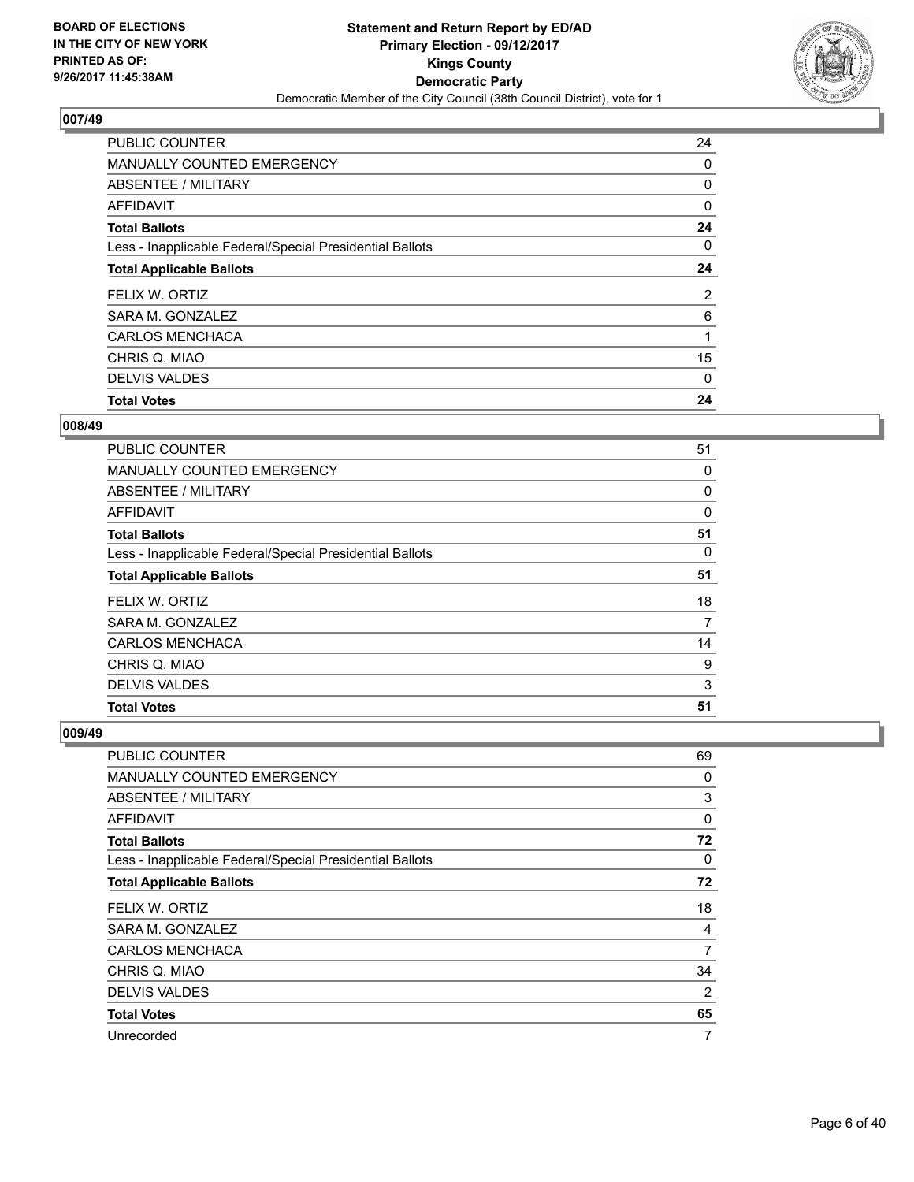## 007/49

| | |
|---|---|
| PUBLIC COUNTER | 24 |
| MANUALLY COUNTED EMERGENCY | 0 |
| ABSENTEE / MILITARY | 0 |
| AFFIDAVIT | 0 |
| **Total Ballots** | **24** |
| Less - Inapplicable Federal/Special Presidential Ballots | 0 |
| **Total Applicable Ballots** | **24** |
| FELIX W. ORTIZ | 2 |
| SARA M. GONZALEZ | 6 |
| CARLOS MENCHACA | 1 |
| CHRIS Q. MIAO | 15 |
| DELVIS VALDES | 0 |
| **Total Votes** | **24** |

## 008/49

| | |
|---|---|
| PUBLIC COUNTER | 51 |
| MANUALLY COUNTED EMERGENCY | 0 |
| ABSENTEE / MILITARY | 0 |
| AFFIDAVIT | 0 |
| **Total Ballots** | **51** |
| Less - Inapplicable Federal/Special Presidential Ballots | 0 |
| **Total Applicable Ballots** | **51** |
| FELIX W. ORTIZ | 18 |
| SARA M. GONZALEZ | 7 |
| CARLOS MENCHACA | 14 |
| CHRIS Q. MIAO | 9 |
| DELVIS VALDES | 3 |
| **Total Votes** | **51** |

## 009/49

| | |
|---|---|
| PUBLIC COUNTER | 69 |
| MANUALLY COUNTED EMERGENCY | 0 |
| ABSENTEE / MILITARY | 3 |
| AFFIDAVIT | 0 |
| **Total Ballots** | **72** |
| Less - Inapplicable Federal/Special Presidential Ballots | 0 |
| **Total Applicable Ballots** | **72** |
| FELIX W. ORTIZ | 18 |
| SARA M. GONZALEZ | 4 |
| CARLOS MENCHACA | 7 |
| CHRIS Q. MIAO | 34 |
| DELVIS VALDES | 2 |
| **Total Votes** | **65** |
| Unrecorded | 7 |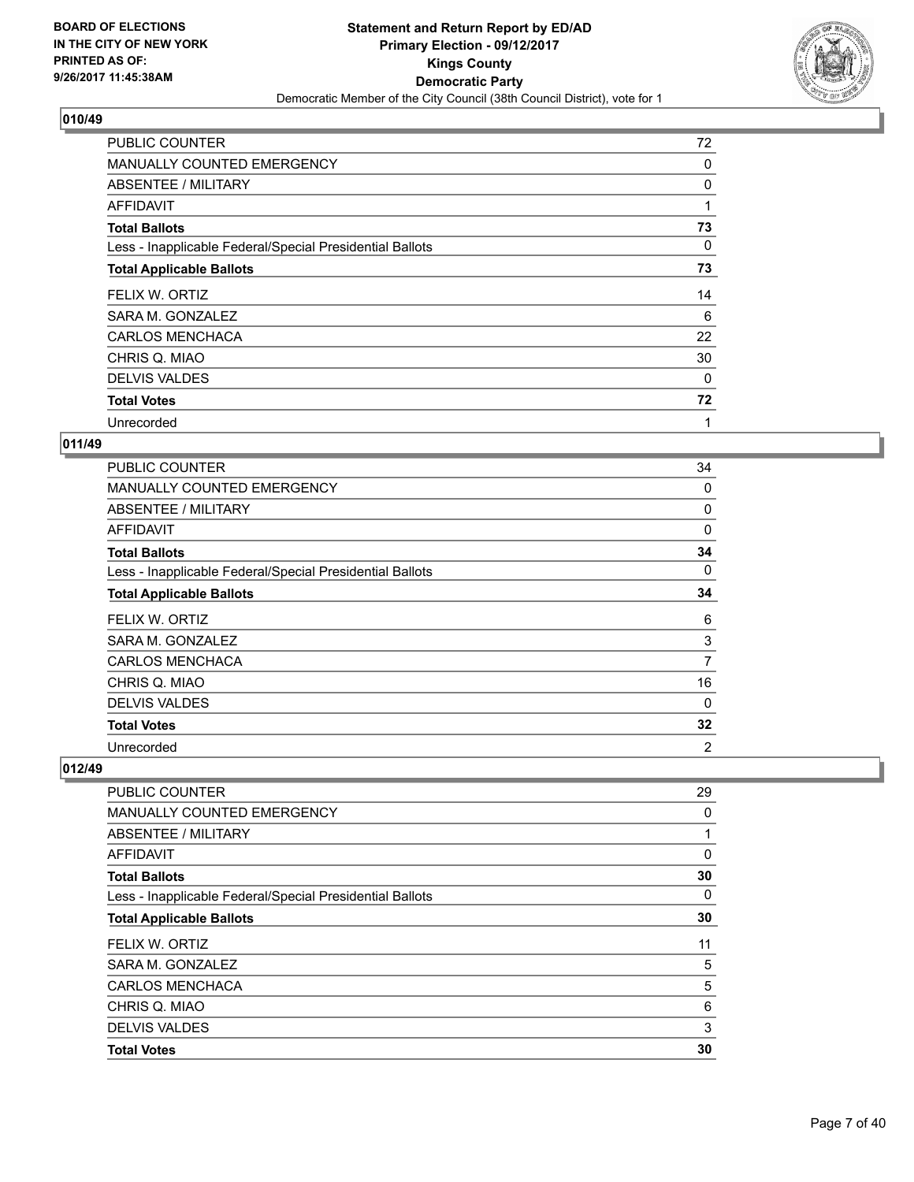## 010/49

| | |
|---|---|
| PUBLIC COUNTER | 72 |
| MANUALLY COUNTED EMERGENCY | 0 |
| ABSENTEE / MILITARY | 0 |
| AFFIDAVIT | 1 |
| **Total Ballots** | **73** |
| Less - Inapplicable Federal/Special Presidential Ballots | 0 |
| **Total Applicable Ballots** | **73** |
| FELIX W. ORTIZ | 14 |
| SARA M. GONZALEZ | 6 |
| CARLOS MENCHACA | 22 |
| CHRIS Q. MIAO | 30 |
| DELVIS VALDES | 0 |
| **Total Votes** | **72** |
| Unrecorded | 1 |

## 011/49

| | |
|---|---|
| PUBLIC COUNTER | 34 |
| MANUALLY COUNTED EMERGENCY | 0 |
| ABSENTEE / MILITARY | 0 |
| AFFIDAVIT | 0 |
| **Total Ballots** | **34** |
| Less - Inapplicable Federal/Special Presidential Ballots | 0 |
| **Total Applicable Ballots** | **34** |
| FELIX W. ORTIZ | 6 |
| SARA M. GONZALEZ | 3 |
| CARLOS MENCHACA | 7 |
| CHRIS Q. MIAO | 16 |
| DELVIS VALDES | 0 |
| **Total Votes** | **32** |
| Unrecorded | 2 |

## 012/49

| | |
|---|---|
| PUBLIC COUNTER | 29 |
| MANUALLY COUNTED EMERGENCY | 0 |
| ABSENTEE / MILITARY | 1 |
| AFFIDAVIT | 0 |
| **Total Ballots** | **30** |
| Less - Inapplicable Federal/Special Presidential Ballots | 0 |
| **Total Applicable Ballots** | **30** |
| FELIX W. ORTIZ | 11 |
| SARA M. GONZALEZ | 5 |
| CARLOS MENCHACA | 5 |
| CHRIS Q. MIAO | 6 |
| DELVIS VALDES | 3 |
| **Total Votes** | **30** |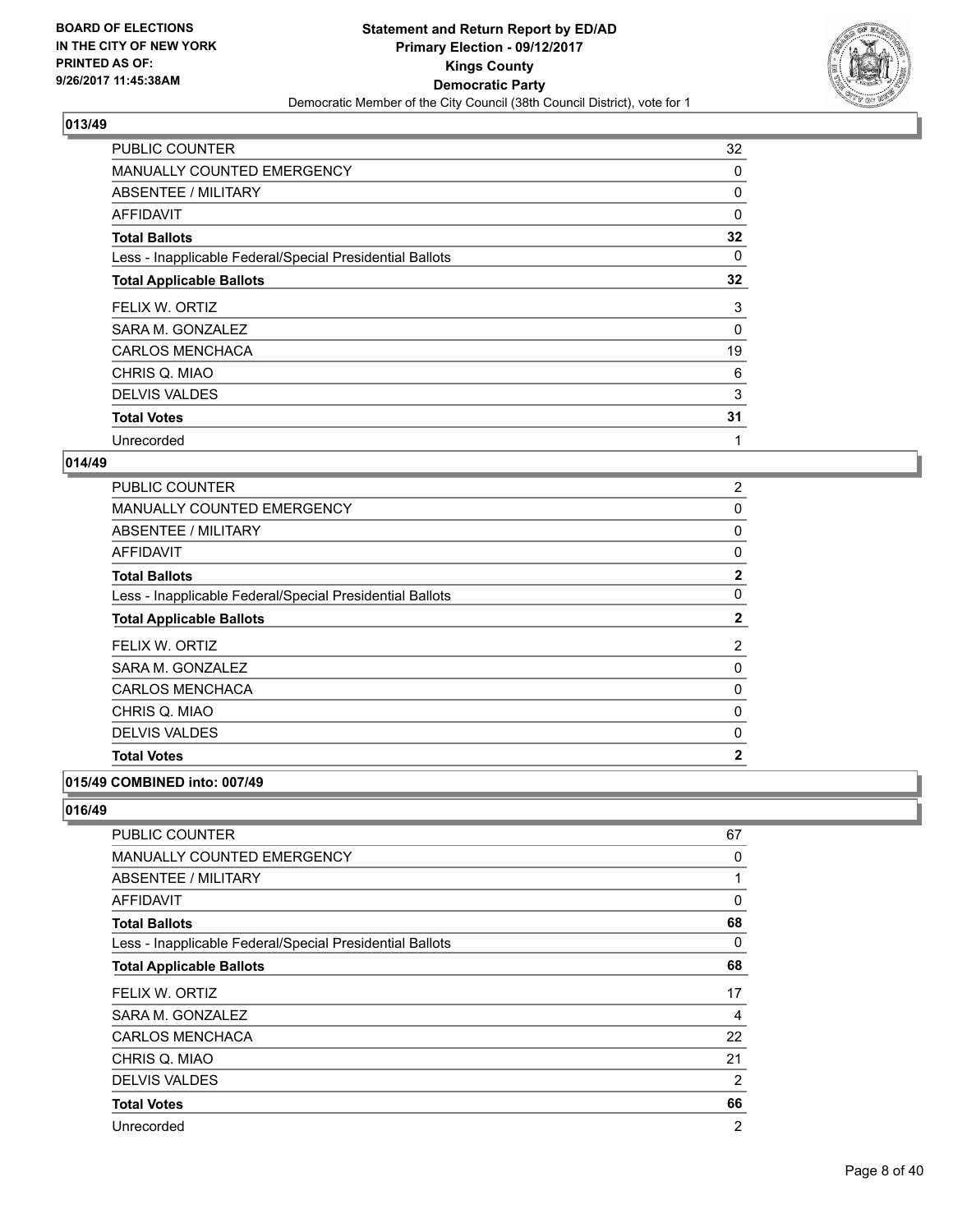## 013/49

| | |
|---|---|
| PUBLIC COUNTER | 32 |
| MANUALLY COUNTED EMERGENCY | 0 |
| ABSENTEE / MILITARY | 0 |
| AFFIDAVIT | 0 |
| **Total Ballots** | **32** |
| Less - Inapplicable Federal/Special Presidential Ballots | 0 |
| **Total Applicable Ballots** | **32** |
| FELIX W. ORTIZ | 3 |
| SARA M. GONZALEZ | 0 |
| CARLOS MENCHACA | 19 |
| CHRIS Q. MIAO | 6 |
| DELVIS VALDES | 3 |
| **Total Votes** | **31** |
| Unrecorded | 1 |

## 014/49

| | |
|---|---|
| PUBLIC COUNTER | 2 |
| MANUALLY COUNTED EMERGENCY | 0 |
| ABSENTEE / MILITARY | 0 |
| AFFIDAVIT | 0 |
| **Total Ballots** | **2** |
| Less - Inapplicable Federal/Special Presidential Ballots | 0 |
| **Total Applicable Ballots** | **2** |
| FELIX W. ORTIZ | 2 |
| SARA M. GONZALEZ | 0 |
| CARLOS MENCHACA | 0 |
| CHRIS Q. MIAO | 0 |
| DELVIS VALDES | 0 |
| **Total Votes** | **2** |

## 015/49 COMBINED into: 007/49

## 016/49

| | |
|---|---|
| PUBLIC COUNTER | 67 |
| MANUALLY COUNTED EMERGENCY | 0 |
| ABSENTEE / MILITARY | 1 |
| AFFIDAVIT | 0 |
| **Total Ballots** | **68** |
| Less - Inapplicable Federal/Special Presidential Ballots | 0 |
| **Total Applicable Ballots** | **68** |
| FELIX W. ORTIZ | 17 |
| SARA M. GONZALEZ | 4 |
| CARLOS MENCHACA | 22 |
| CHRIS Q. MIAO | 21 |
| DELVIS VALDES | 2 |
| **Total Votes** | **66** |
| Unrecorded | 2 |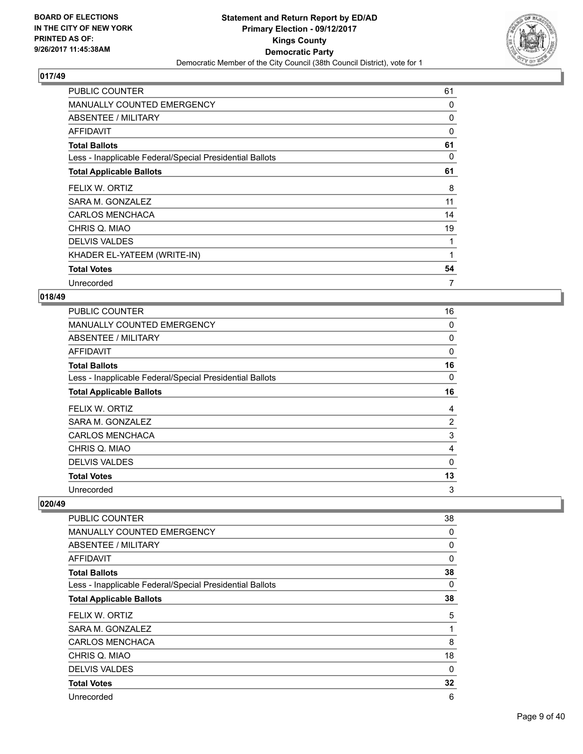**BOARD OF ELECTIONS IN THE CITY OF NEW YORK PRINTED AS OF: 9/26/2017 11:45:38AM**

**Statement and Return Report by ED/AD Primary Election - 09/12/2017 Kings County Democratic Party**
Democratic Member of the City Council (38th Council District), vote for 1

## 017/49

| | |
|---|---|
| PUBLIC COUNTER | 61 |
| MANUALLY COUNTED EMERGENCY | 0 |
| ABSENTEE / MILITARY | 0 |
| AFFIDAVIT | 0 |
| **Total Ballots** | **61** |
| Less - Inapplicable Federal/Special Presidential Ballots | 0 |
| **Total Applicable Ballots** | **61** |
| FELIX W. ORTIZ | 8 |
| SARA M. GONZALEZ | 11 |
| CARLOS MENCHACA | 14 |
| CHRIS Q. MIAO | 19 |
| DELVIS VALDES | 1 |
| KHADER EL-YATEEM (WRITE-IN) | 1 |
| **Total Votes** | **54** |
| Unrecorded | 7 |

## 018/49

| | |
|---|---|
| PUBLIC COUNTER | 16 |
| MANUALLY COUNTED EMERGENCY | 0 |
| ABSENTEE / MILITARY | 0 |
| AFFIDAVIT | 0 |
| **Total Ballots** | **16** |
| Less - Inapplicable Federal/Special Presidential Ballots | 0 |
| **Total Applicable Ballots** | **16** |
| FELIX W. ORTIZ | 4 |
| SARA M. GONZALEZ | 2 |
| CARLOS MENCHACA | 3 |
| CHRIS Q. MIAO | 4 |
| DELVIS VALDES | 0 |
| **Total Votes** | **13** |
| Unrecorded | 3 |

## 020/49

| | |
|---|---|
| PUBLIC COUNTER | 38 |
| MANUALLY COUNTED EMERGENCY | 0 |
| ABSENTEE / MILITARY | 0 |
| AFFIDAVIT | 0 |
| **Total Ballots** | **38** |
| Less - Inapplicable Federal/Special Presidential Ballots | 0 |
| **Total Applicable Ballots** | **38** |
| FELIX W. ORTIZ | 5 |
| SARA M. GONZALEZ | 1 |
| CARLOS MENCHACA | 8 |
| CHRIS Q. MIAO | 18 |
| DELVIS VALDES | 0 |
| **Total Votes** | **32** |
| Unrecorded | 6 |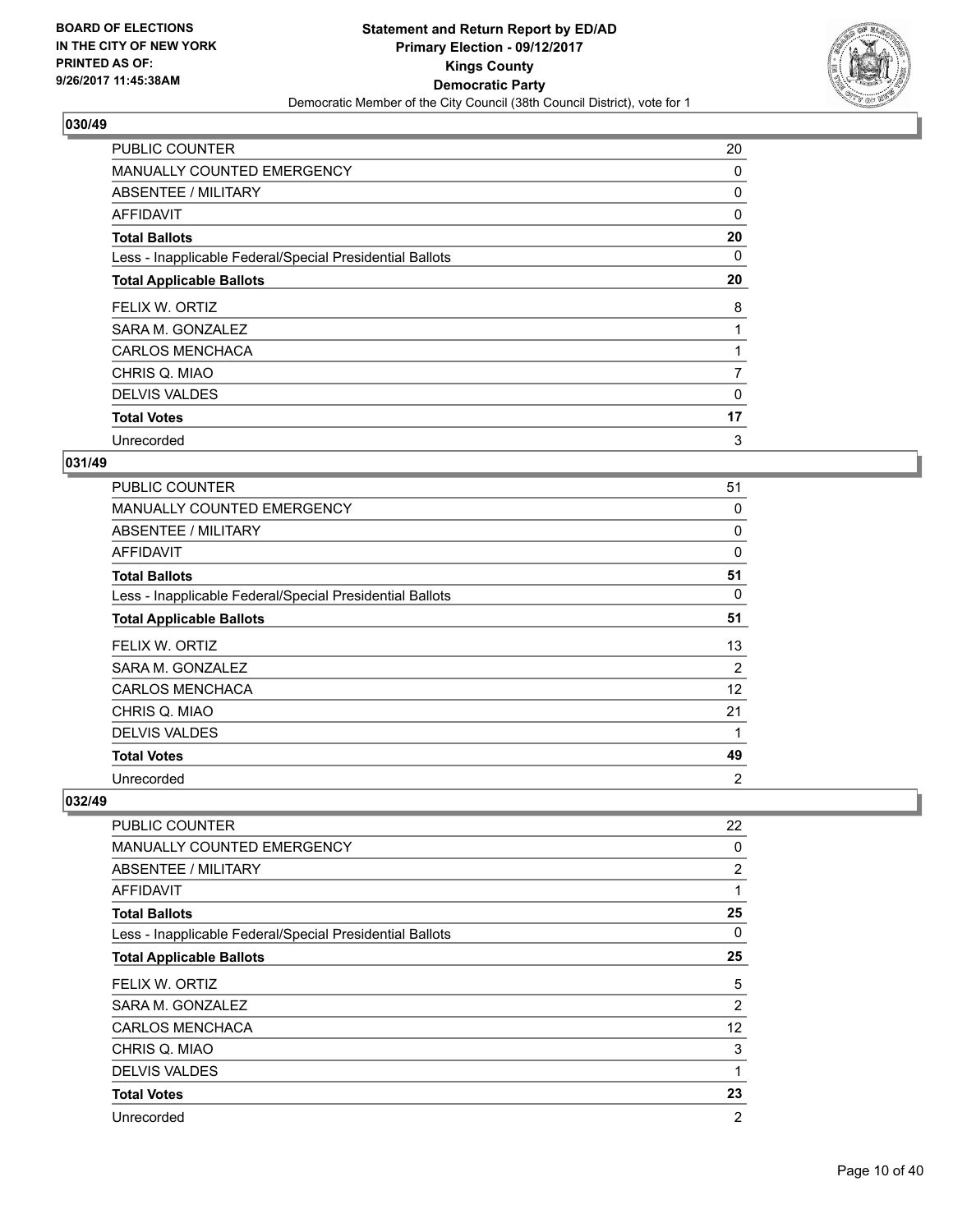**BOARD OF ELECTIONS IN THE CITY OF NEW YORK PRINTED AS OF: 9/26/2017 11:45:38AM**

**Statement and Return Report by ED/AD**
**Primary Election - 09/12/2017**
**Kings County**
**Democratic Party**
Democratic Member of the City Council (38th Council District), vote for 1

### 030/49

| | |
|---|---|
| PUBLIC COUNTER | 20 |
| MANUALLY COUNTED EMERGENCY | 0 |
| ABSENTEE / MILITARY | 0 |
| AFFIDAVIT | 0 |
| **Total Ballots** | **20** |
| Less - Inapplicable Federal/Special Presidential Ballots | 0 |
| **Total Applicable Ballots** | **20** |
| FELIX W. ORTIZ | 8 |
| SARA M. GONZALEZ | 1 |
| CARLOS MENCHACA | 1 |
| CHRIS Q. MIAO | 7 |
| DELVIS VALDES | 0 |
| **Total Votes** | **17** |
| Unrecorded | 3 |

### 031/49

| | |
|---|---|
| PUBLIC COUNTER | 51 |
| MANUALLY COUNTED EMERGENCY | 0 |
| ABSENTEE / MILITARY | 0 |
| AFFIDAVIT | 0 |
| **Total Ballots** | **51** |
| Less - Inapplicable Federal/Special Presidential Ballots | 0 |
| **Total Applicable Ballots** | **51** |
| FELIX W. ORTIZ | 13 |
| SARA M. GONZALEZ | 2 |
| CARLOS MENCHACA | 12 |
| CHRIS Q. MIAO | 21 |
| DELVIS VALDES | 1 |
| **Total Votes** | **49** |
| Unrecorded | 2 |

### 032/49

| | |
|---|---|
| PUBLIC COUNTER | 22 |
| MANUALLY COUNTED EMERGENCY | 0 |
| ABSENTEE / MILITARY | 2 |
| AFFIDAVIT | 1 |
| **Total Ballots** | **25** |
| Less - Inapplicable Federal/Special Presidential Ballots | 0 |
| **Total Applicable Ballots** | **25** |
| FELIX W. ORTIZ | 5 |
| SARA M. GONZALEZ | 2 |
| CARLOS MENCHACA | 12 |
| CHRIS Q. MIAO | 3 |
| DELVIS VALDES | 1 |
| **Total Votes** | **23** |
| Unrecorded | 2 |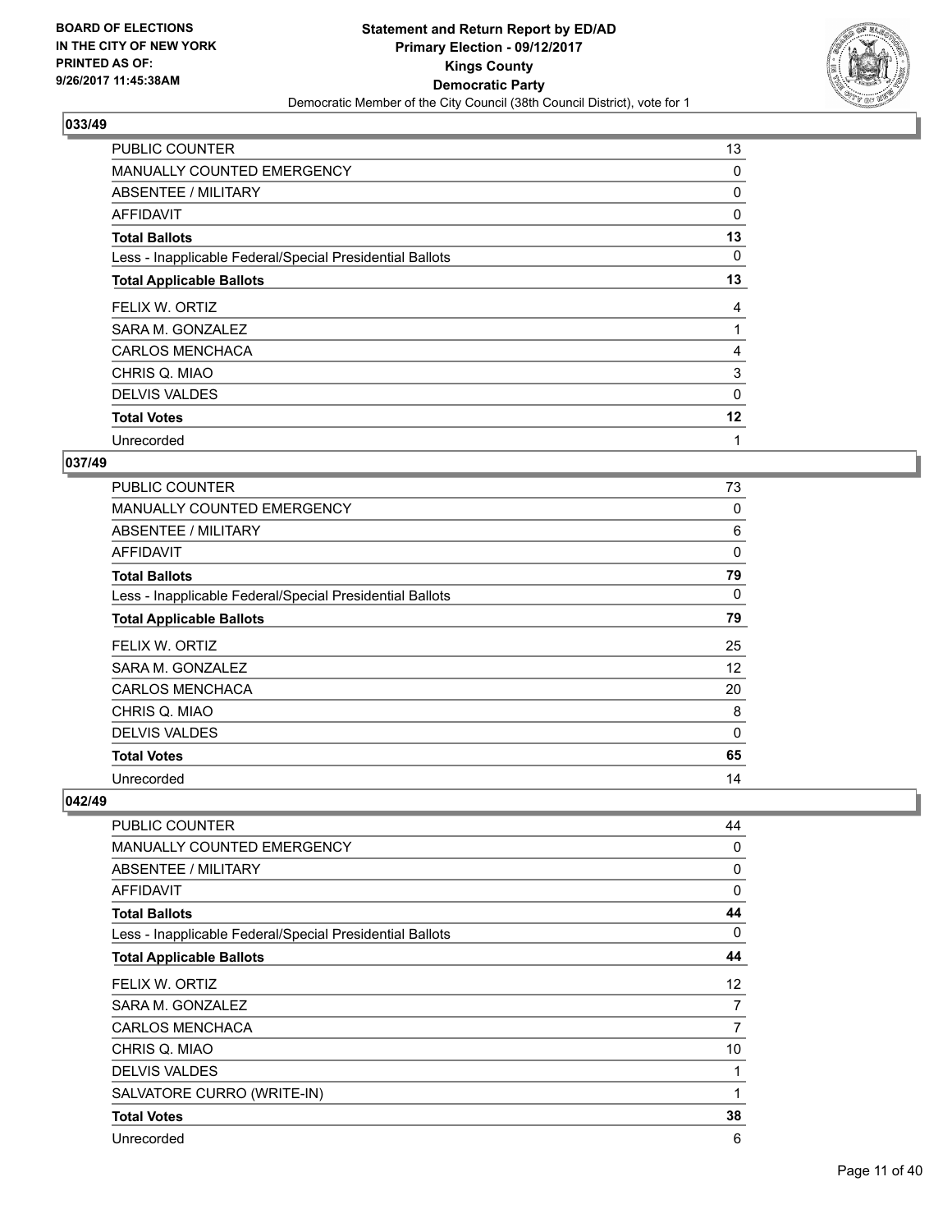**BOARD OF ELECTIONS IN THE CITY OF NEW YORK PRINTED AS OF: 9/26/2017 11:45:38AM**

# Statement and Return Report by ED/AD
## Primary Election - 09/12/2017
## Kings County
## Democratic Party
### Democratic Member of the City Council (38th Council District), vote for 1

### 033/49

| | |
|---|---|
| PUBLIC COUNTER | 13 |
| MANUALLY COUNTED EMERGENCY | 0 |
| ABSENTEE / MILITARY | 0 |
| AFFIDAVIT | 0 |
| **Total Ballots** | **13** |
| Less - Inapplicable Federal/Special Presidential Ballots | 0 |
| **Total Applicable Ballots** | **13** |
| FELIX W. ORTIZ | 4 |
| SARA M. GONZALEZ | 1 |
| CARLOS MENCHACA | 4 |
| CHRIS Q. MIAO | 3 |
| DELVIS VALDES | 0 |
| **Total Votes** | **12** |
| Unrecorded | 1 |

### 037/49

| | |
|---|---|
| PUBLIC COUNTER | 73 |
| MANUALLY COUNTED EMERGENCY | 0 |
| ABSENTEE / MILITARY | 6 |
| AFFIDAVIT | 0 |
| **Total Ballots** | **79** |
| Less - Inapplicable Federal/Special Presidential Ballots | 0 |
| **Total Applicable Ballots** | **79** |
| FELIX W. ORTIZ | 25 |
| SARA M. GONZALEZ | 12 |
| CARLOS MENCHACA | 20 |
| CHRIS Q. MIAO | 8 |
| DELVIS VALDES | 0 |
| **Total Votes** | **65** |
| Unrecorded | 14 |

### 042/49

| | |
|---|---|
| PUBLIC COUNTER | 44 |
| MANUALLY COUNTED EMERGENCY | 0 |
| ABSENTEE / MILITARY | 0 |
| AFFIDAVIT | 0 |
| **Total Ballots** | **44** |
| Less - Inapplicable Federal/Special Presidential Ballots | 0 |
| **Total Applicable Ballots** | **44** |
| FELIX W. ORTIZ | 12 |
| SARA M. GONZALEZ | 7 |
| CARLOS MENCHACA | 7 |
| CHRIS Q. MIAO | 10 |
| DELVIS VALDES | 1 |
| SALVATORE CURRO (WRITE-IN) | 1 |
| **Total Votes** | **38** |
| Unrecorded | 6 |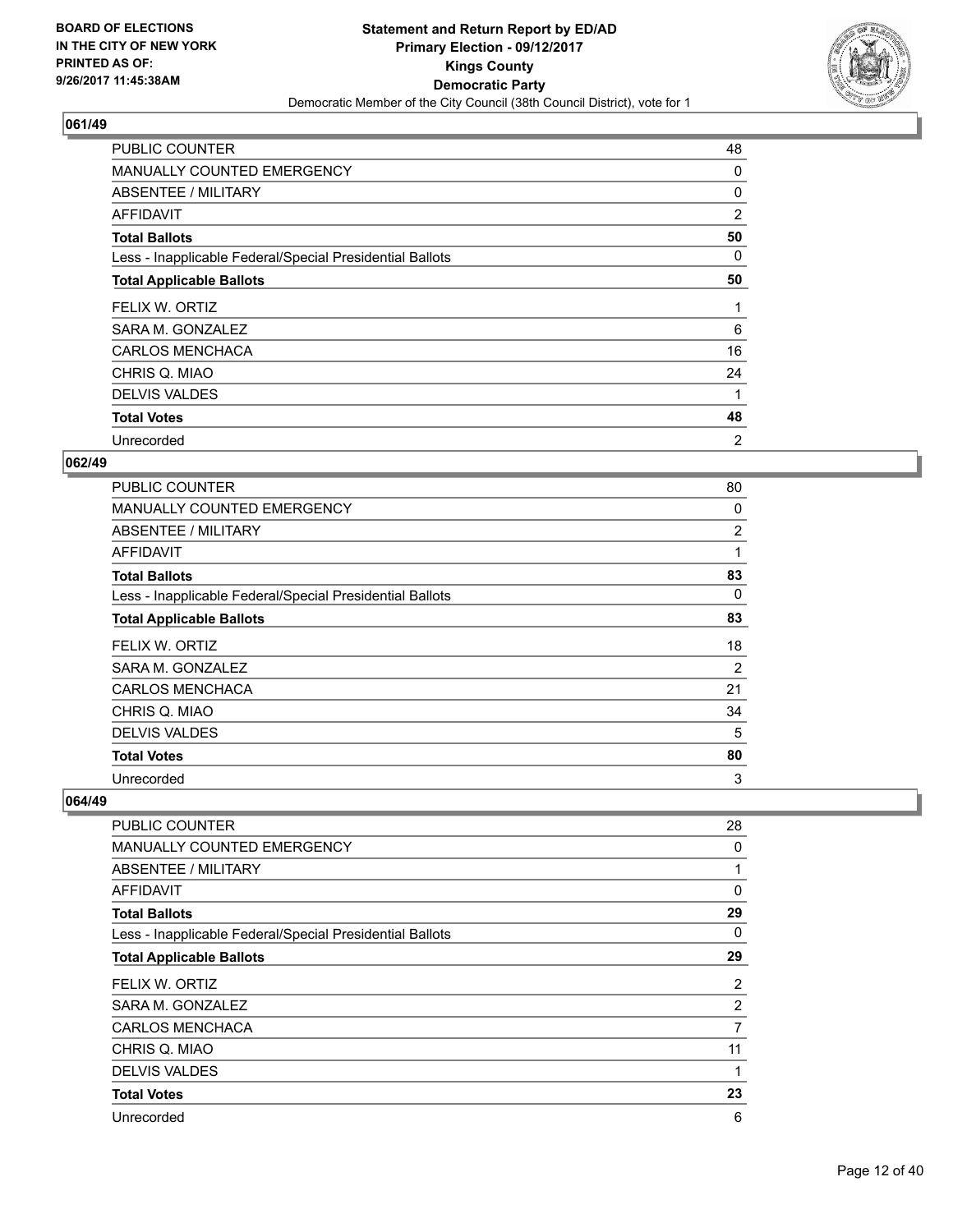**Statement and Return Report by ED/AD**
**Primary Election - 09/12/2017**
**Kings County**
**Democratic Party**
Democratic Member of the City Council (38th Council District), vote for 1

BOARD OF ELECTIONS IN THE CITY OF NEW YORK PRINTED AS OF: 9/26/2017 11:45:38AM

### 061/49

| | |
|---|---|
| PUBLIC COUNTER | 48 |
| MANUALLY COUNTED EMERGENCY | 0 |
| ABSENTEE / MILITARY | 0 |
| AFFIDAVIT | 2 |
| **Total Ballots** | **50** |
| Less - Inapplicable Federal/Special Presidential Ballots | 0 |
| **Total Applicable Ballots** | **50** |
| FELIX W. ORTIZ | 1 |
| SARA M. GONZALEZ | 6 |
| CARLOS MENCHACA | 16 |
| CHRIS Q. MIAO | 24 |
| DELVIS VALDES | 1 |
| **Total Votes** | **48** |
| Unrecorded | 2 |

### 062/49

| | |
|---|---|
| PUBLIC COUNTER | 80 |
| MANUALLY COUNTED EMERGENCY | 0 |
| ABSENTEE / MILITARY | 2 |
| AFFIDAVIT | 1 |
| **Total Ballots** | **83** |
| Less - Inapplicable Federal/Special Presidential Ballots | 0 |
| **Total Applicable Ballots** | **83** |
| FELIX W. ORTIZ | 18 |
| SARA M. GONZALEZ | 2 |
| CARLOS MENCHACA | 21 |
| CHRIS Q. MIAO | 34 |
| DELVIS VALDES | 5 |
| **Total Votes** | **80** |
| Unrecorded | 3 |

### 064/49

| | |
|---|---|
| PUBLIC COUNTER | 28 |
| MANUALLY COUNTED EMERGENCY | 0 |
| ABSENTEE / MILITARY | 1 |
| AFFIDAVIT | 0 |
| **Total Ballots** | **29** |
| Less - Inapplicable Federal/Special Presidential Ballots | 0 |
| **Total Applicable Ballots** | **29** |
| FELIX W. ORTIZ | 2 |
| SARA M. GONZALEZ | 2 |
| CARLOS MENCHACA | 7 |
| CHRIS Q. MIAO | 11 |
| DELVIS VALDES | 1 |
| **Total Votes** | **23** |
| Unrecorded | 6 |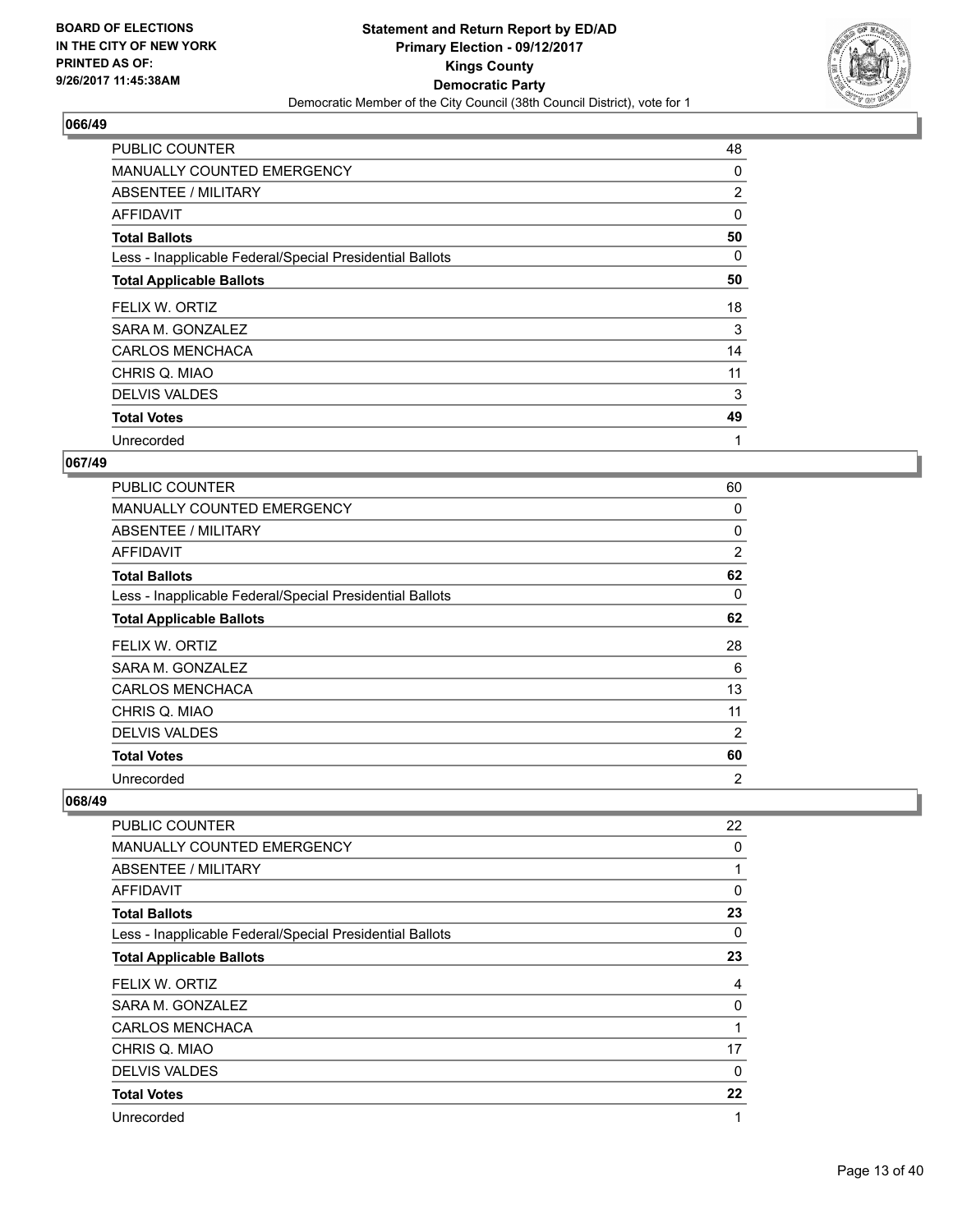### 066/49

| | |
|---|---|
| PUBLIC COUNTER | 48 |
| MANUALLY COUNTED EMERGENCY | 0 |
| ABSENTEE / MILITARY | 2 |
| AFFIDAVIT | 0 |
| **Total Ballots** | **50** |
| Less - Inapplicable Federal/Special Presidential Ballots | 0 |
| **Total Applicable Ballots** | **50** |
| FELIX W. ORTIZ | 18 |
| SARA M. GONZALEZ | 3 |
| CARLOS MENCHACA | 14 |
| CHRIS Q. MIAO | 11 |
| DELVIS VALDES | 3 |
| **Total Votes** | **49** |
| Unrecorded | 1 |

### 067/49

| | |
|---|---|
| PUBLIC COUNTER | 60 |
| MANUALLY COUNTED EMERGENCY | 0 |
| ABSENTEE / MILITARY | 0 |
| AFFIDAVIT | 2 |
| **Total Ballots** | **62** |
| Less - Inapplicable Federal/Special Presidential Ballots | 0 |
| **Total Applicable Ballots** | **62** |
| FELIX W. ORTIZ | 28 |
| SARA M. GONZALEZ | 6 |
| CARLOS MENCHACA | 13 |
| CHRIS Q. MIAO | 11 |
| DELVIS VALDES | 2 |
| **Total Votes** | **60** |
| Unrecorded | 2 |

### 068/49

| | |
|---|---|
| PUBLIC COUNTER | 22 |
| MANUALLY COUNTED EMERGENCY | 0 |
| ABSENTEE / MILITARY | 1 |
| AFFIDAVIT | 0 |
| **Total Ballots** | **23** |
| Less - Inapplicable Federal/Special Presidential Ballots | 0 |
| **Total Applicable Ballots** | **23** |
| FELIX W. ORTIZ | 4 |
| SARA M. GONZALEZ | 0 |
| CARLOS MENCHACA | 1 |
| CHRIS Q. MIAO | 17 |
| DELVIS VALDES | 0 |
| **Total Votes** | **22** |
| Unrecorded | 1 |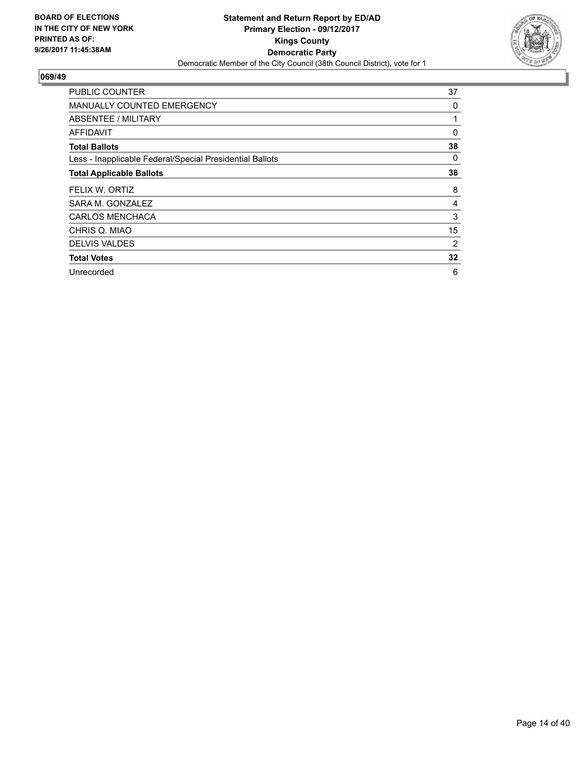**BOARD OF ELECTIONS IN THE CITY OF NEW YORK PRINTED AS OF: 9/26/2017 11:45:38AM**

**Statement and Return Report by ED/AD**
**Primary Election - 09/12/2017**
**Kings County**
**Democratic Party**
Democratic Member of the City Council (38th Council District), vote for 1

## 069/49

| | |
|---|---|
| PUBLIC COUNTER | 37 |
| MANUALLY COUNTED EMERGENCY | 0 |
| ABSENTEE / MILITARY | 1 |
| AFFIDAVIT | 0 |
| **Total Ballots** | **38** |
| Less - Inapplicable Federal/Special Presidential Ballots | 0 |
| **Total Applicable Ballots** | **38** |
| FELIX W. ORTIZ | 8 |
| SARA M. GONZALEZ | 4 |
| CARLOS MENCHACA | 3 |
| CHRIS Q. MIAO | 15 |
| DELVIS VALDES | 2 |
| **Total Votes** | **32** |
| Unrecorded | 6 |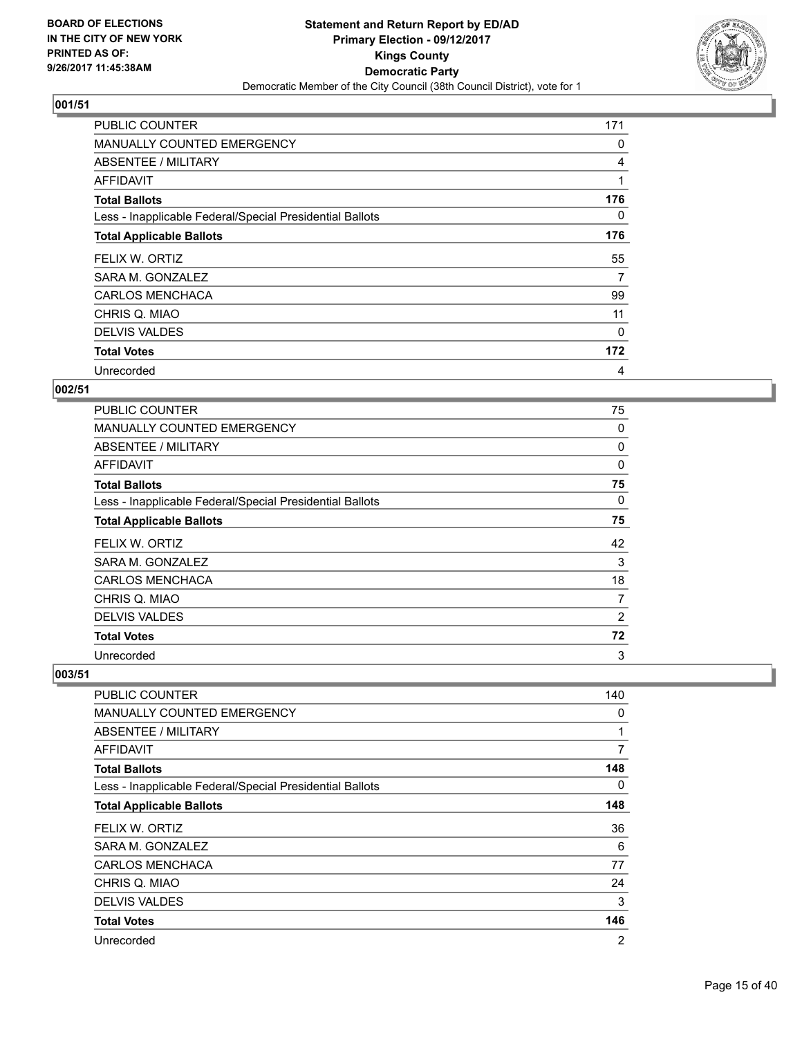**BOARD OF ELECTIONS IN THE CITY OF NEW YORK PRINTED AS OF: 9/26/2017 11:45:38AM**

**Statement and Return Report by ED/AD Primary Election - 09/12/2017 Kings County Democratic Party**

Democratic Member of the City Council (38th Council District), vote for 1

## 001/51

| | |
|---|---|
| PUBLIC COUNTER | 171 |
| MANUALLY COUNTED EMERGENCY | 0 |
| ABSENTEE / MILITARY | 4 |
| AFFIDAVIT | 1 |
| **Total Ballots** | **176** |
| Less - Inapplicable Federal/Special Presidential Ballots | 0 |
| **Total Applicable Ballots** | **176** |
| FELIX W. ORTIZ | 55 |
| SARA M. GONZALEZ | 7 |
| CARLOS MENCHACA | 99 |
| CHRIS Q. MIAO | 11 |
| DELVIS VALDES | 0 |
| **Total Votes** | **172** |
| Unrecorded | 4 |

## 002/51

| | |
|---|---|
| PUBLIC COUNTER | 75 |
| MANUALLY COUNTED EMERGENCY | 0 |
| ABSENTEE / MILITARY | 0 |
| AFFIDAVIT | 0 |
| **Total Ballots** | **75** |
| Less - Inapplicable Federal/Special Presidential Ballots | 0 |
| **Total Applicable Ballots** | **75** |
| FELIX W. ORTIZ | 42 |
| SARA M. GONZALEZ | 3 |
| CARLOS MENCHACA | 18 |
| CHRIS Q. MIAO | 7 |
| DELVIS VALDES | 2 |
| **Total Votes** | **72** |
| Unrecorded | 3 |

## 003/51

| | |
|---|---|
| PUBLIC COUNTER | 140 |
| MANUALLY COUNTED EMERGENCY | 0 |
| ABSENTEE / MILITARY | 1 |
| AFFIDAVIT | 7 |
| **Total Ballots** | **148** |
| Less - Inapplicable Federal/Special Presidential Ballots | 0 |
| **Total Applicable Ballots** | **148** |
| FELIX W. ORTIZ | 36 |
| SARA M. GONZALEZ | 6 |
| CARLOS MENCHACA | 77 |
| CHRIS Q. MIAO | 24 |
| DELVIS VALDES | 3 |
| **Total Votes** | **146** |
| Unrecorded | 2 |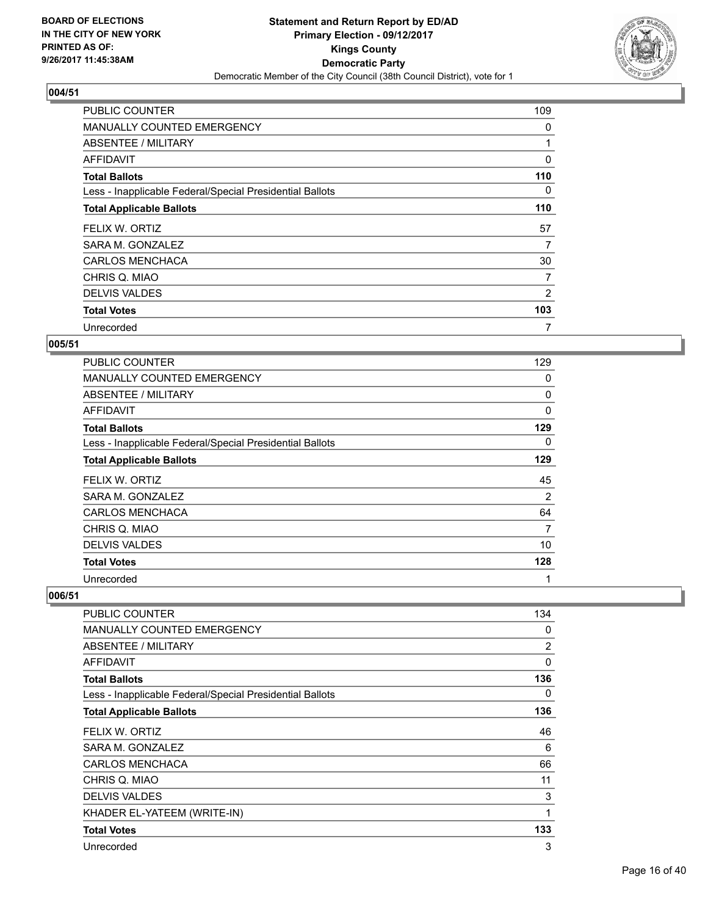BOARD OF ELECTIONS
IN THE CITY OF NEW YORK
PRINTED AS OF:
9/26/2017 11:45:38AM

**Statement and Return Report by ED/AD**
**Primary Election - 09/12/2017**
**Kings County**
**Democratic Party**
Democratic Member of the City Council (38th Council District), vote for 1

### 004/51

| | |
|---|---|
| PUBLIC COUNTER | 109 |
| MANUALLY COUNTED EMERGENCY | 0 |
| ABSENTEE / MILITARY | 1 |
| AFFIDAVIT | 0 |
| **Total Ballots** | **110** |
| Less - Inapplicable Federal/Special Presidential Ballots | 0 |
| **Total Applicable Ballots** | **110** |
| FELIX W. ORTIZ | 57 |
| SARA M. GONZALEZ | 7 |
| CARLOS MENCHACA | 30 |
| CHRIS Q. MIAO | 7 |
| DELVIS VALDES | 2 |
| **Total Votes** | **103** |
| Unrecorded | 7 |

### 005/51

| | |
|---|---|
| PUBLIC COUNTER | 129 |
| MANUALLY COUNTED EMERGENCY | 0 |
| ABSENTEE / MILITARY | 0 |
| AFFIDAVIT | 0 |
| **Total Ballots** | **129** |
| Less - Inapplicable Federal/Special Presidential Ballots | 0 |
| **Total Applicable Ballots** | **129** |
| FELIX W. ORTIZ | 45 |
| SARA M. GONZALEZ | 2 |
| CARLOS MENCHACA | 64 |
| CHRIS Q. MIAO | 7 |
| DELVIS VALDES | 10 |
| **Total Votes** | **128** |
| Unrecorded | 1 |

### 006/51

| | |
|---|---|
| PUBLIC COUNTER | 134 |
| MANUALLY COUNTED EMERGENCY | 0 |
| ABSENTEE / MILITARY | 2 |
| AFFIDAVIT | 0 |
| **Total Ballots** | **136** |
| Less - Inapplicable Federal/Special Presidential Ballots | 0 |
| **Total Applicable Ballots** | **136** |
| FELIX W. ORTIZ | 46 |
| SARA M. GONZALEZ | 6 |
| CARLOS MENCHACA | 66 |
| CHRIS Q. MIAO | 11 |
| DELVIS VALDES | 3 |
| KHADER EL-YATEEM (WRITE-IN) | 1 |
| **Total Votes** | **133** |
| Unrecorded | 3 |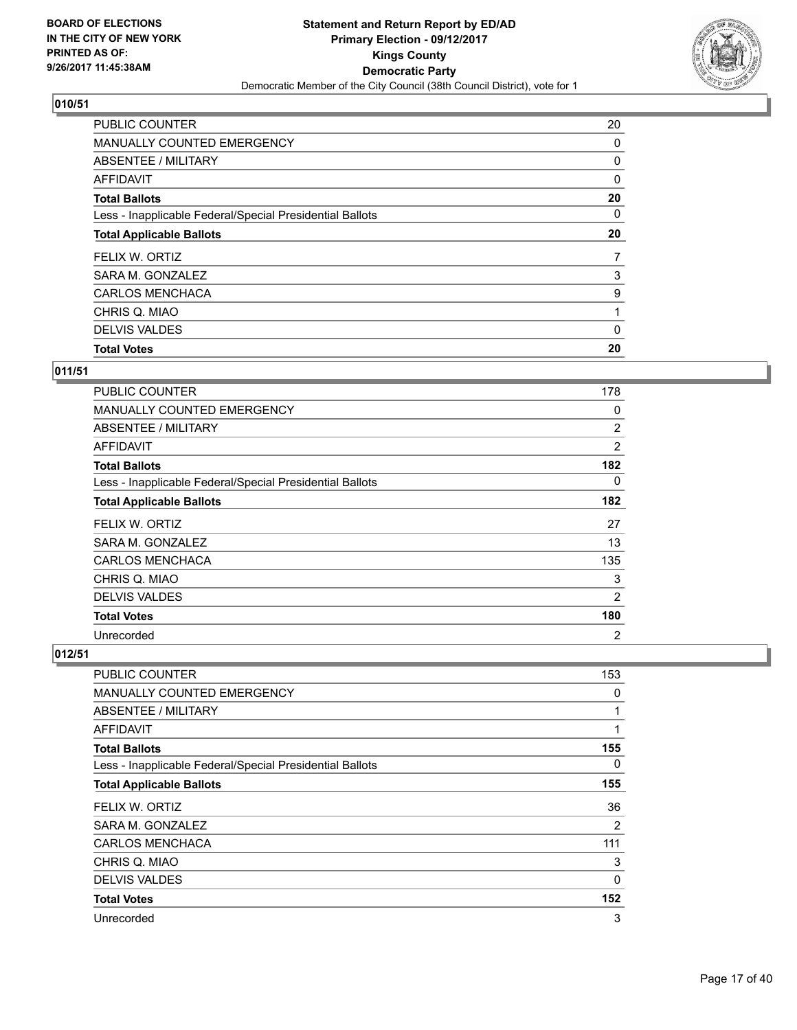BOARD OF ELECTIONS
IN THE CITY OF NEW YORK
PRINTED AS OF:
9/26/2017 11:45:38AM

**Statement and Return Report by ED/AD**
**Primary Election - 09/12/2017**
**Kings County**
**Democratic Party**
Democratic Member of the City Council (38th Council District), vote for 1

## 010/51

| | |
|---|---|
| PUBLIC COUNTER | 20 |
| MANUALLY COUNTED EMERGENCY | 0 |
| ABSENTEE / MILITARY | 0 |
| AFFIDAVIT | 0 |
| **Total Ballots** | **20** |
| Less - Inapplicable Federal/Special Presidential Ballots | 0 |
| **Total Applicable Ballots** | **20** |
| FELIX W. ORTIZ | 7 |
| SARA M. GONZALEZ | 3 |
| CARLOS MENCHACA | 9 |
| CHRIS Q. MIAO | 1 |
| DELVIS VALDES | 0 |
| **Total Votes** | **20** |

## 011/51

| | |
|---|---|
| PUBLIC COUNTER | 178 |
| MANUALLY COUNTED EMERGENCY | 0 |
| ABSENTEE / MILITARY | 2 |
| AFFIDAVIT | 2 |
| **Total Ballots** | **182** |
| Less - Inapplicable Federal/Special Presidential Ballots | 0 |
| **Total Applicable Ballots** | **182** |
| FELIX W. ORTIZ | 27 |
| SARA M. GONZALEZ | 13 |
| CARLOS MENCHACA | 135 |
| CHRIS Q. MIAO | 3 |
| DELVIS VALDES | 2 |
| **Total Votes** | **180** |
| Unrecorded | 2 |

## 012/51

| | |
|---|---|
| PUBLIC COUNTER | 153 |
| MANUALLY COUNTED EMERGENCY | 0 |
| ABSENTEE / MILITARY | 1 |
| AFFIDAVIT | 1 |
| **Total Ballots** | **155** |
| Less - Inapplicable Federal/Special Presidential Ballots | 0 |
| **Total Applicable Ballots** | **155** |
| FELIX W. ORTIZ | 36 |
| SARA M. GONZALEZ | 2 |
| CARLOS MENCHACA | 111 |
| CHRIS Q. MIAO | 3 |
| DELVIS VALDES | 0 |
| **Total Votes** | **152** |
| Unrecorded | 3 |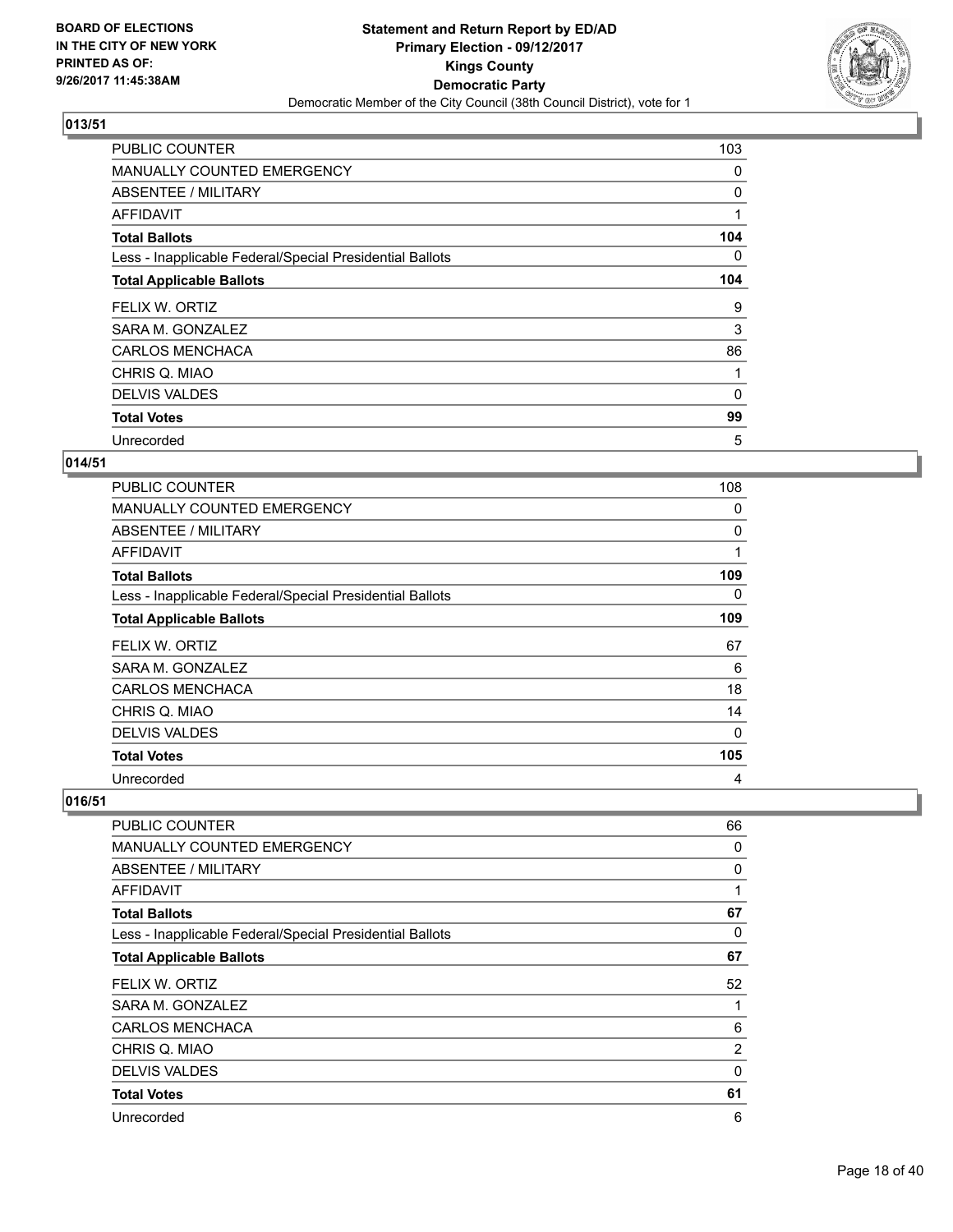**Statement and Return Report by ED/AD**
**Primary Election - 09/12/2017**
**Kings County**
**Democratic Party**
Democratic Member of the City Council (38th Council District), vote for 1

BOARD OF ELECTIONS
IN THE CITY OF NEW YORK
PRINTED AS OF:
9/26/2017 11:45:38AM

### 013/51

| | |
|---|---|
| PUBLIC COUNTER | 103 |
| MANUALLY COUNTED EMERGENCY | 0 |
| ABSENTEE / MILITARY | 0 |
| AFFIDAVIT | 1 |
| **Total Ballots** | **104** |
| Less - Inapplicable Federal/Special Presidential Ballots | 0 |
| **Total Applicable Ballots** | **104** |
| FELIX W. ORTIZ | 9 |
| SARA M. GONZALEZ | 3 |
| CARLOS MENCHACA | 86 |
| CHRIS Q. MIAO | 1 |
| DELVIS VALDES | 0 |
| **Total Votes** | **99** |
| Unrecorded | 5 |

### 014/51

| | |
|---|---|
| PUBLIC COUNTER | 108 |
| MANUALLY COUNTED EMERGENCY | 0 |
| ABSENTEE / MILITARY | 0 |
| AFFIDAVIT | 1 |
| **Total Ballots** | **109** |
| Less - Inapplicable Federal/Special Presidential Ballots | 0 |
| **Total Applicable Ballots** | **109** |
| FELIX W. ORTIZ | 67 |
| SARA M. GONZALEZ | 6 |
| CARLOS MENCHACA | 18 |
| CHRIS Q. MIAO | 14 |
| DELVIS VALDES | 0 |
| **Total Votes** | **105** |
| Unrecorded | 4 |

### 016/51

| | |
|---|---|
| PUBLIC COUNTER | 66 |
| MANUALLY COUNTED EMERGENCY | 0 |
| ABSENTEE / MILITARY | 0 |
| AFFIDAVIT | 1 |
| **Total Ballots** | **67** |
| Less - Inapplicable Federal/Special Presidential Ballots | 0 |
| **Total Applicable Ballots** | **67** |
| FELIX W. ORTIZ | 52 |
| SARA M. GONZALEZ | 1 |
| CARLOS MENCHACA | 6 |
| CHRIS Q. MIAO | 2 |
| DELVIS VALDES | 0 |
| **Total Votes** | **61** |
| Unrecorded | 6 |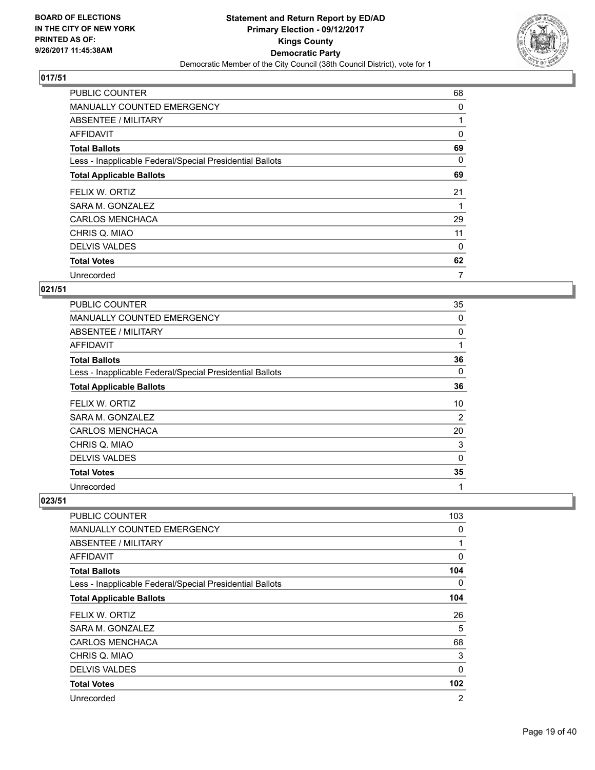## 017/51

| | |
|---|---|
| PUBLIC COUNTER | 68 |
| MANUALLY COUNTED EMERGENCY | 0 |
| ABSENTEE / MILITARY | 1 |
| AFFIDAVIT | 0 |
| **Total Ballots** | **69** |
| Less - Inapplicable Federal/Special Presidential Ballots | 0 |
| **Total Applicable Ballots** | **69** |
| FELIX W. ORTIZ | 21 |
| SARA M. GONZALEZ | 1 |
| CARLOS MENCHACA | 29 |
| CHRIS Q. MIAO | 11 |
| DELVIS VALDES | 0 |
| **Total Votes** | **62** |
| Unrecorded | 7 |

## 021/51

| | |
|---|---|
| PUBLIC COUNTER | 35 |
| MANUALLY COUNTED EMERGENCY | 0 |
| ABSENTEE / MILITARY | 0 |
| AFFIDAVIT | 1 |
| **Total Ballots** | **36** |
| Less - Inapplicable Federal/Special Presidential Ballots | 0 |
| **Total Applicable Ballots** | **36** |
| FELIX W. ORTIZ | 10 |
| SARA M. GONZALEZ | 2 |
| CARLOS MENCHACA | 20 |
| CHRIS Q. MIAO | 3 |
| DELVIS VALDES | 0 |
| **Total Votes** | **35** |
| Unrecorded | 1 |

## 023/51

| | |
|---|---|
| PUBLIC COUNTER | 103 |
| MANUALLY COUNTED EMERGENCY | 0 |
| ABSENTEE / MILITARY | 1 |
| AFFIDAVIT | 0 |
| **Total Ballots** | **104** |
| Less - Inapplicable Federal/Special Presidential Ballots | 0 |
| **Total Applicable Ballots** | **104** |
| FELIX W. ORTIZ | 26 |
| SARA M. GONZALEZ | 5 |
| CARLOS MENCHACA | 68 |
| CHRIS Q. MIAO | 3 |
| DELVIS VALDES | 0 |
| **Total Votes** | **102** |
| Unrecorded | 2 |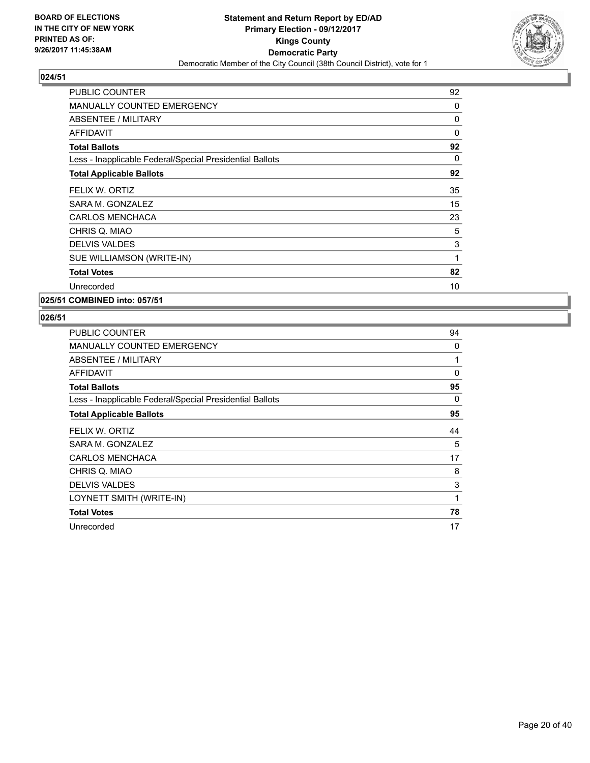**BOARD OF ELECTIONS IN THE CITY OF NEW YORK PRINTED AS OF: 9/26/2017 11:45:38AM**

**Statement and Return Report by ED/AD Primary Election - 09/12/2017 Kings County Democratic Party**

Democratic Member of the City Council (38th Council District), vote for 1

## 024/51

| | |
|---|---|
| PUBLIC COUNTER | 92 |
| MANUALLY COUNTED EMERGENCY | 0 |
| ABSENTEE / MILITARY | 0 |
| AFFIDAVIT | 0 |
| **Total Ballots** | **92** |
| Less - Inapplicable Federal/Special Presidential Ballots | 0 |
| **Total Applicable Ballots** | **92** |
| FELIX W. ORTIZ | 35 |
| SARA M. GONZALEZ | 15 |
| CARLOS MENCHACA | 23 |
| CHRIS Q. MIAO | 5 |
| DELVIS VALDES | 3 |
| SUE WILLIAMSON (WRITE-IN) | 1 |
| **Total Votes** | **82** |
| Unrecorded | 10 |

## 025/51 COMBINED into: 057/51

## 026/51

| | |
|---|---|
| PUBLIC COUNTER | 94 |
| MANUALLY COUNTED EMERGENCY | 0 |
| ABSENTEE / MILITARY | 1 |
| AFFIDAVIT | 0 |
| **Total Ballots** | **95** |
| Less - Inapplicable Federal/Special Presidential Ballots | 0 |
| **Total Applicable Ballots** | **95** |
| FELIX W. ORTIZ | 44 |
| SARA M. GONZALEZ | 5 |
| CARLOS MENCHACA | 17 |
| CHRIS Q. MIAO | 8 |
| DELVIS VALDES | 3 |
| LOYNETT SMITH (WRITE-IN) | 1 |
| **Total Votes** | **78** |
| Unrecorded | 17 |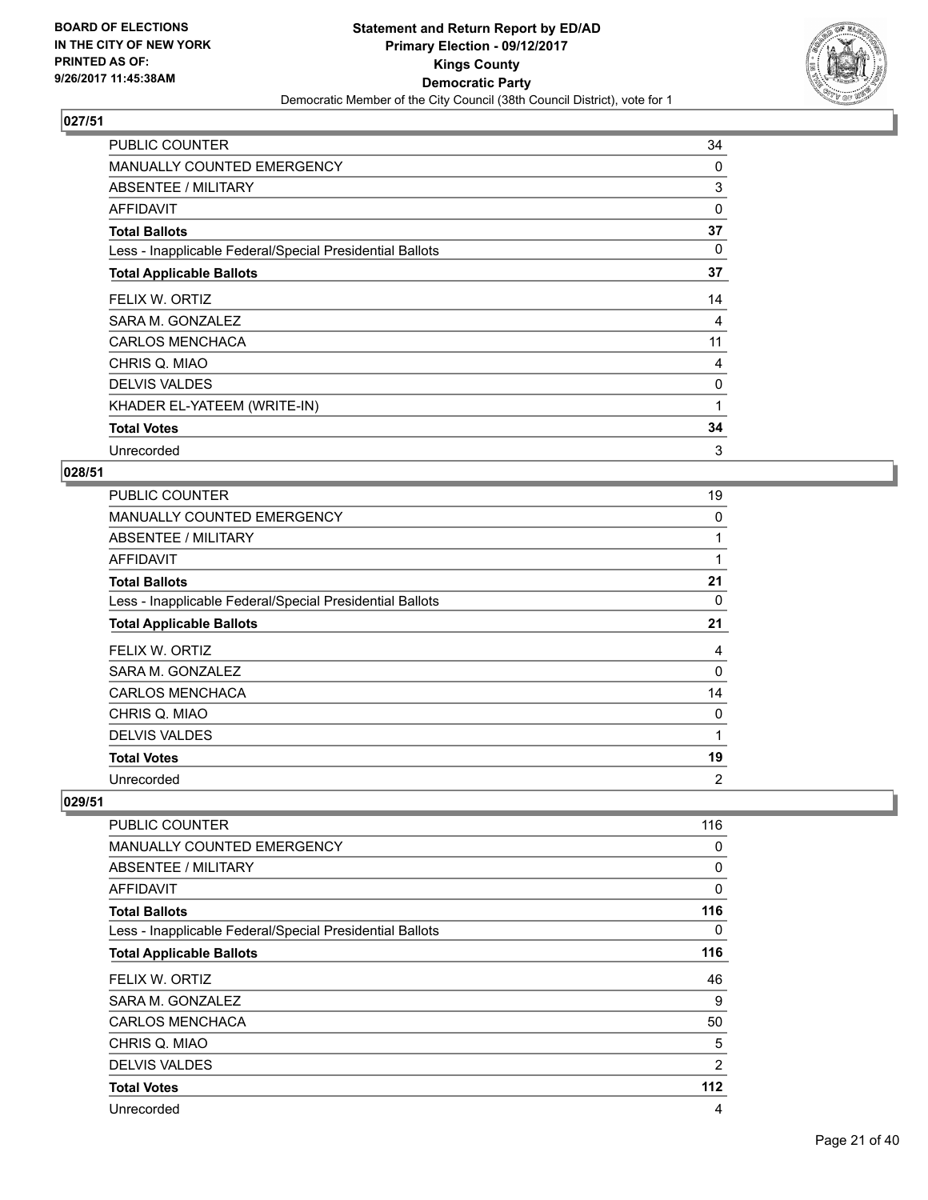**Statement and Return Report by ED/AD**
**Primary Election - 09/12/2017**
**Kings County**
**Democratic Party**
Democratic Member of the City Council (38th Council District), vote for 1

BOARD OF ELECTIONS
IN THE CITY OF NEW YORK
PRINTED AS OF:
9/26/2017 11:45:38AM

### 027/51

| | |
|---|---|
| PUBLIC COUNTER | 34 |
| MANUALLY COUNTED EMERGENCY | 0 |
| ABSENTEE / MILITARY | 3 |
| AFFIDAVIT | 0 |
| **Total Ballots** | **37** |
| Less - Inapplicable Federal/Special Presidential Ballots | 0 |
| **Total Applicable Ballots** | **37** |
| FELIX W. ORTIZ | 14 |
| SARA M. GONZALEZ | 4 |
| CARLOS MENCHACA | 11 |
| CHRIS Q. MIAO | 4 |
| DELVIS VALDES | 0 |
| KHADER EL-YATEEM (WRITE-IN) | 1 |
| **Total Votes** | **34** |
| Unrecorded | 3 |

### 028/51

| | |
|---|---|
| PUBLIC COUNTER | 19 |
| MANUALLY COUNTED EMERGENCY | 0 |
| ABSENTEE / MILITARY | 1 |
| AFFIDAVIT | 1 |
| **Total Ballots** | **21** |
| Less - Inapplicable Federal/Special Presidential Ballots | 0 |
| **Total Applicable Ballots** | **21** |
| FELIX W. ORTIZ | 4 |
| SARA M. GONZALEZ | 0 |
| CARLOS MENCHACA | 14 |
| CHRIS Q. MIAO | 0 |
| DELVIS VALDES | 1 |
| **Total Votes** | **19** |
| Unrecorded | 2 |

### 029/51

| | |
|---|---|
| PUBLIC COUNTER | 116 |
| MANUALLY COUNTED EMERGENCY | 0 |
| ABSENTEE / MILITARY | 0 |
| AFFIDAVIT | 0 |
| **Total Ballots** | **116** |
| Less - Inapplicable Federal/Special Presidential Ballots | 0 |
| **Total Applicable Ballots** | **116** |
| FELIX W. ORTIZ | 46 |
| SARA M. GONZALEZ | 9 |
| CARLOS MENCHACA | 50 |
| CHRIS Q. MIAO | 5 |
| DELVIS VALDES | 2 |
| **Total Votes** | **112** |
| Unrecorded | 4 |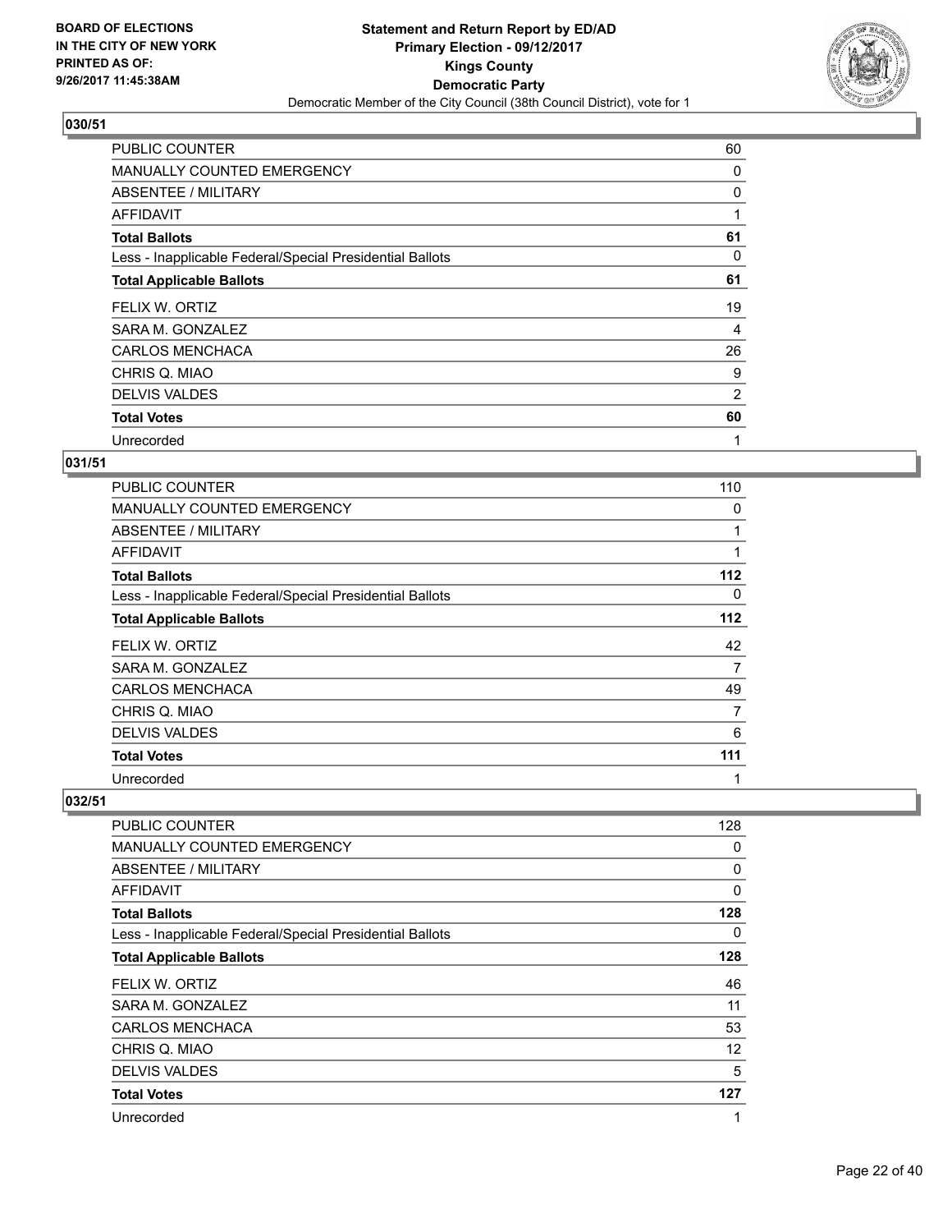BOARD OF ELECTIONS
IN THE CITY OF NEW YORK
PRINTED AS OF:
9/26/2017 11:45:38AM

**Statement and Return Report by ED/AD**
**Primary Election - 09/12/2017**
**Kings County**
**Democratic Party**
Democratic Member of the City Council (38th Council District), vote for 1

## 030/51

| | |
|---|---|
| PUBLIC COUNTER | 60 |
| MANUALLY COUNTED EMERGENCY | 0 |
| ABSENTEE / MILITARY | 0 |
| AFFIDAVIT | 1 |
| **Total Ballots** | **61** |
| Less - Inapplicable Federal/Special Presidential Ballots | 0 |
| **Total Applicable Ballots** | **61** |
| FELIX W. ORTIZ | 19 |
| SARA M. GONZALEZ | 4 |
| CARLOS MENCHACA | 26 |
| CHRIS Q. MIAO | 9 |
| DELVIS VALDES | 2 |
| **Total Votes** | **60** |
| Unrecorded | 1 |

## 031/51

| | |
|---|---|
| PUBLIC COUNTER | 110 |
| MANUALLY COUNTED EMERGENCY | 0 |
| ABSENTEE / MILITARY | 1 |
| AFFIDAVIT | 1 |
| **Total Ballots** | **112** |
| Less - Inapplicable Federal/Special Presidential Ballots | 0 |
| **Total Applicable Ballots** | **112** |
| FELIX W. ORTIZ | 42 |
| SARA M. GONZALEZ | 7 |
| CARLOS MENCHACA | 49 |
| CHRIS Q. MIAO | 7 |
| DELVIS VALDES | 6 |
| **Total Votes** | **111** |
| Unrecorded | 1 |

## 032/51

| | |
|---|---|
| PUBLIC COUNTER | 128 |
| MANUALLY COUNTED EMERGENCY | 0 |
| ABSENTEE / MILITARY | 0 |
| AFFIDAVIT | 0 |
| **Total Ballots** | **128** |
| Less - Inapplicable Federal/Special Presidential Ballots | 0 |
| **Total Applicable Ballots** | **128** |
| FELIX W. ORTIZ | 46 |
| SARA M. GONZALEZ | 11 |
| CARLOS MENCHACA | 53 |
| CHRIS Q. MIAO | 12 |
| DELVIS VALDES | 5 |
| **Total Votes** | **127** |
| Unrecorded | 1 |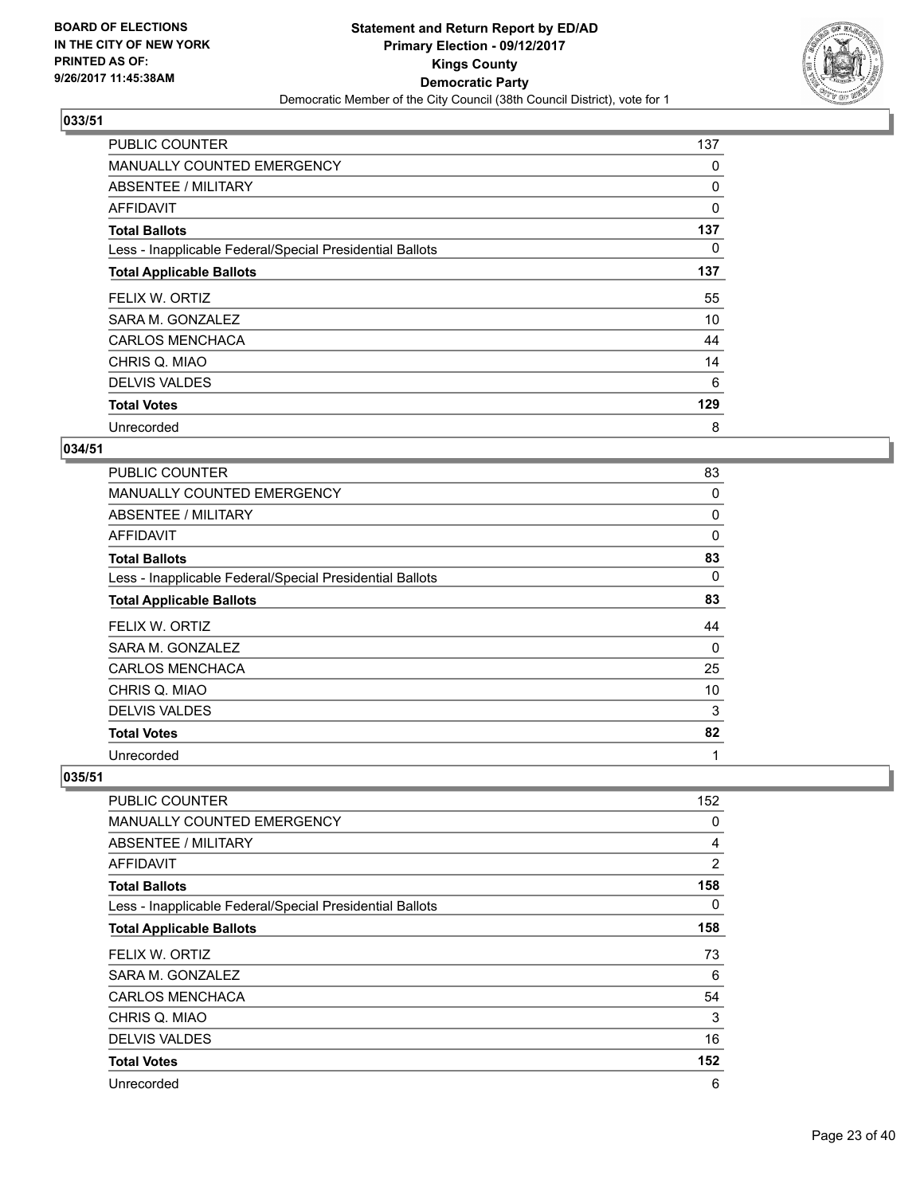**BOARD OF ELECTIONS IN THE CITY OF NEW YORK PRINTED AS OF: 9/26/2017 11:45:38AM**

**Statement and Return Report by ED/AD Primary Election - 09/12/2017 Kings County Democratic Party**

Democratic Member of the City Council (38th Council District), vote for 1

## 033/51

| | |
|---|---|
| PUBLIC COUNTER | 137 |
| MANUALLY COUNTED EMERGENCY | 0 |
| ABSENTEE / MILITARY | 0 |
| AFFIDAVIT | 0 |
| **Total Ballots** | **137** |
| Less - Inapplicable Federal/Special Presidential Ballots | 0 |
| **Total Applicable Ballots** | **137** |
| FELIX W. ORTIZ | 55 |
| SARA M. GONZALEZ | 10 |
| CARLOS MENCHACA | 44 |
| CHRIS Q. MIAO | 14 |
| DELVIS VALDES | 6 |
| **Total Votes** | **129** |
| Unrecorded | 8 |

## 034/51

| | |
|---|---|
| PUBLIC COUNTER | 83 |
| MANUALLY COUNTED EMERGENCY | 0 |
| ABSENTEE / MILITARY | 0 |
| AFFIDAVIT | 0 |
| **Total Ballots** | **83** |
| Less - Inapplicable Federal/Special Presidential Ballots | 0 |
| **Total Applicable Ballots** | **83** |
| FELIX W. ORTIZ | 44 |
| SARA M. GONZALEZ | 0 |
| CARLOS MENCHACA | 25 |
| CHRIS Q. MIAO | 10 |
| DELVIS VALDES | 3 |
| **Total Votes** | **82** |
| Unrecorded | 1 |

## 035/51

| | |
|---|---|
| PUBLIC COUNTER | 152 |
| MANUALLY COUNTED EMERGENCY | 0 |
| ABSENTEE / MILITARY | 4 |
| AFFIDAVIT | 2 |
| **Total Ballots** | **158** |
| Less - Inapplicable Federal/Special Presidential Ballots | 0 |
| **Total Applicable Ballots** | **158** |
| FELIX W. ORTIZ | 73 |
| SARA M. GONZALEZ | 6 |
| CARLOS MENCHACA | 54 |
| CHRIS Q. MIAO | 3 |
| DELVIS VALDES | 16 |
| **Total Votes** | **152** |
| Unrecorded | 6 |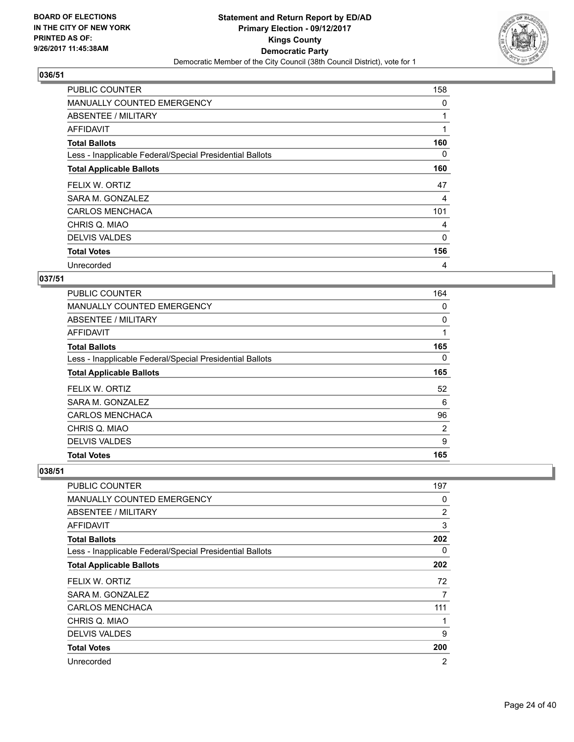Statement and Return Report by ED/AD
Primary Election - 09/12/2017
Kings County
Democratic Party
Democratic Member of the City Council (38th Council District), vote for 1

BOARD OF ELECTIONS IN THE CITY OF NEW YORK PRINTED AS OF: 9/26/2017 11:45:38AM

## 036/51

| | |
|---|---|
| PUBLIC COUNTER | 158 |
| MANUALLY COUNTED EMERGENCY | 0 |
| ABSENTEE / MILITARY | 1 |
| AFFIDAVIT | 1 |
| **Total Ballots** | **160** |
| Less - Inapplicable Federal/Special Presidential Ballots | 0 |
| **Total Applicable Ballots** | **160** |
| FELIX W. ORTIZ | 47 |
| SARA M. GONZALEZ | 4 |
| CARLOS MENCHACA | 101 |
| CHRIS Q. MIAO | 4 |
| DELVIS VALDES | 0 |
| **Total Votes** | **156** |
| Unrecorded | 4 |

## 037/51

| | |
|---|---|
| PUBLIC COUNTER | 164 |
| MANUALLY COUNTED EMERGENCY | 0 |
| ABSENTEE / MILITARY | 0 |
| AFFIDAVIT | 1 |
| **Total Ballots** | **165** |
| Less - Inapplicable Federal/Special Presidential Ballots | 0 |
| **Total Applicable Ballots** | **165** |
| FELIX W. ORTIZ | 52 |
| SARA M. GONZALEZ | 6 |
| CARLOS MENCHACA | 96 |
| CHRIS Q. MIAO | 2 |
| DELVIS VALDES | 9 |
| **Total Votes** | **165** |

## 038/51

| | |
|---|---|
| PUBLIC COUNTER | 197 |
| MANUALLY COUNTED EMERGENCY | 0 |
| ABSENTEE / MILITARY | 2 |
| AFFIDAVIT | 3 |
| **Total Ballots** | **202** |
| Less - Inapplicable Federal/Special Presidential Ballots | 0 |
| **Total Applicable Ballots** | **202** |
| FELIX W. ORTIZ | 72 |
| SARA M. GONZALEZ | 7 |
| CARLOS MENCHACA | 111 |
| CHRIS Q. MIAO | 1 |
| DELVIS VALDES | 9 |
| **Total Votes** | **200** |
| Unrecorded | 2 |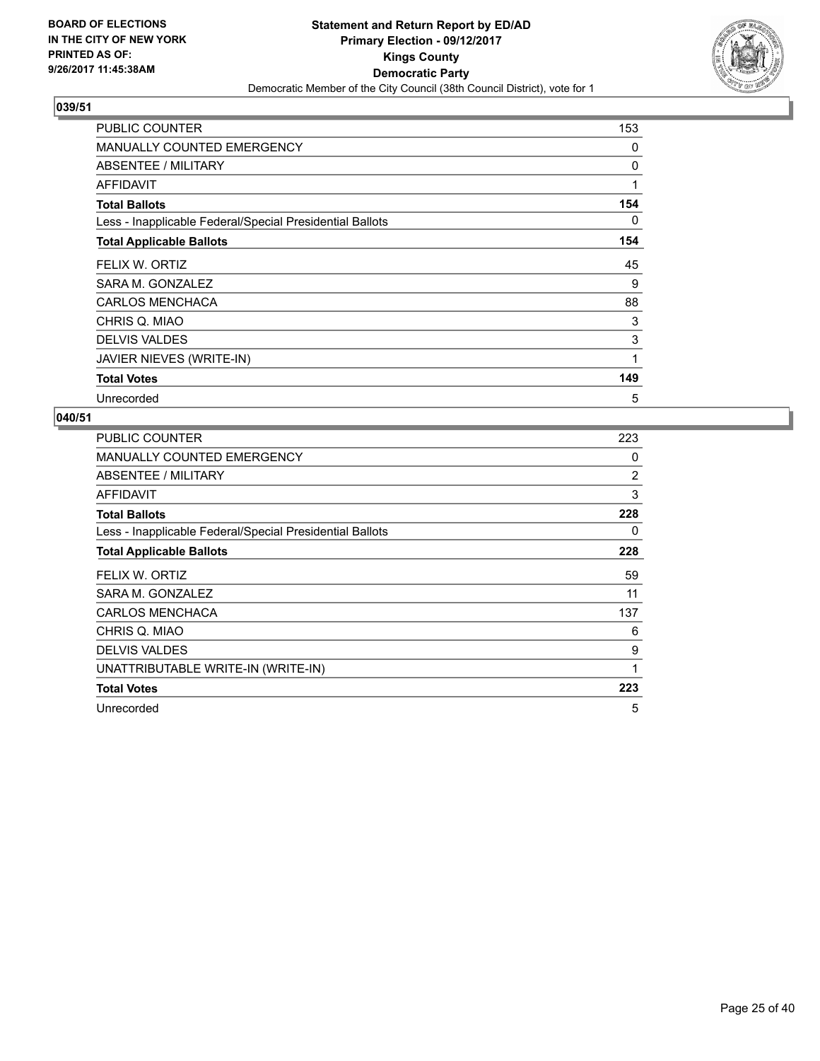**BOARD OF ELECTIONS IN THE CITY OF NEW YORK PRINTED AS OF: 9/26/2017 11:45:38AM**

**Statement and Return Report by ED/AD**
**Primary Election - 09/12/2017**
**Kings County**
**Democratic Party**
Democratic Member of the City Council (38th Council District), vote for 1

**039/51**

| | |
|---|---|
| PUBLIC COUNTER | 153 |
| MANUALLY COUNTED EMERGENCY | 0 |
| ABSENTEE / MILITARY | 0 |
| AFFIDAVIT | 1 |
| **Total Ballots** | **154** |
| Less - Inapplicable Federal/Special Presidential Ballots | 0 |
| **Total Applicable Ballots** | **154** |
| FELIX W. ORTIZ | 45 |
| SARA M. GONZALEZ | 9 |
| CARLOS MENCHACA | 88 |
| CHRIS Q. MIAO | 3 |
| DELVIS VALDES | 3 |
| JAVIER NIEVES (WRITE-IN) | 1 |
| **Total Votes** | **149** |
| Unrecorded | 5 |

**040/51**

| | |
|---|---|
| PUBLIC COUNTER | 223 |
| MANUALLY COUNTED EMERGENCY | 0 |
| ABSENTEE / MILITARY | 2 |
| AFFIDAVIT | 3 |
| **Total Ballots** | **228** |
| Less - Inapplicable Federal/Special Presidential Ballots | 0 |
| **Total Applicable Ballots** | **228** |
| FELIX W. ORTIZ | 59 |
| SARA M. GONZALEZ | 11 |
| CARLOS MENCHACA | 137 |
| CHRIS Q. MIAO | 6 |
| DELVIS VALDES | 9 |
| UNATTRIBUTABLE WRITE-IN (WRITE-IN) | 1 |
| **Total Votes** | **223** |
| Unrecorded | 5 |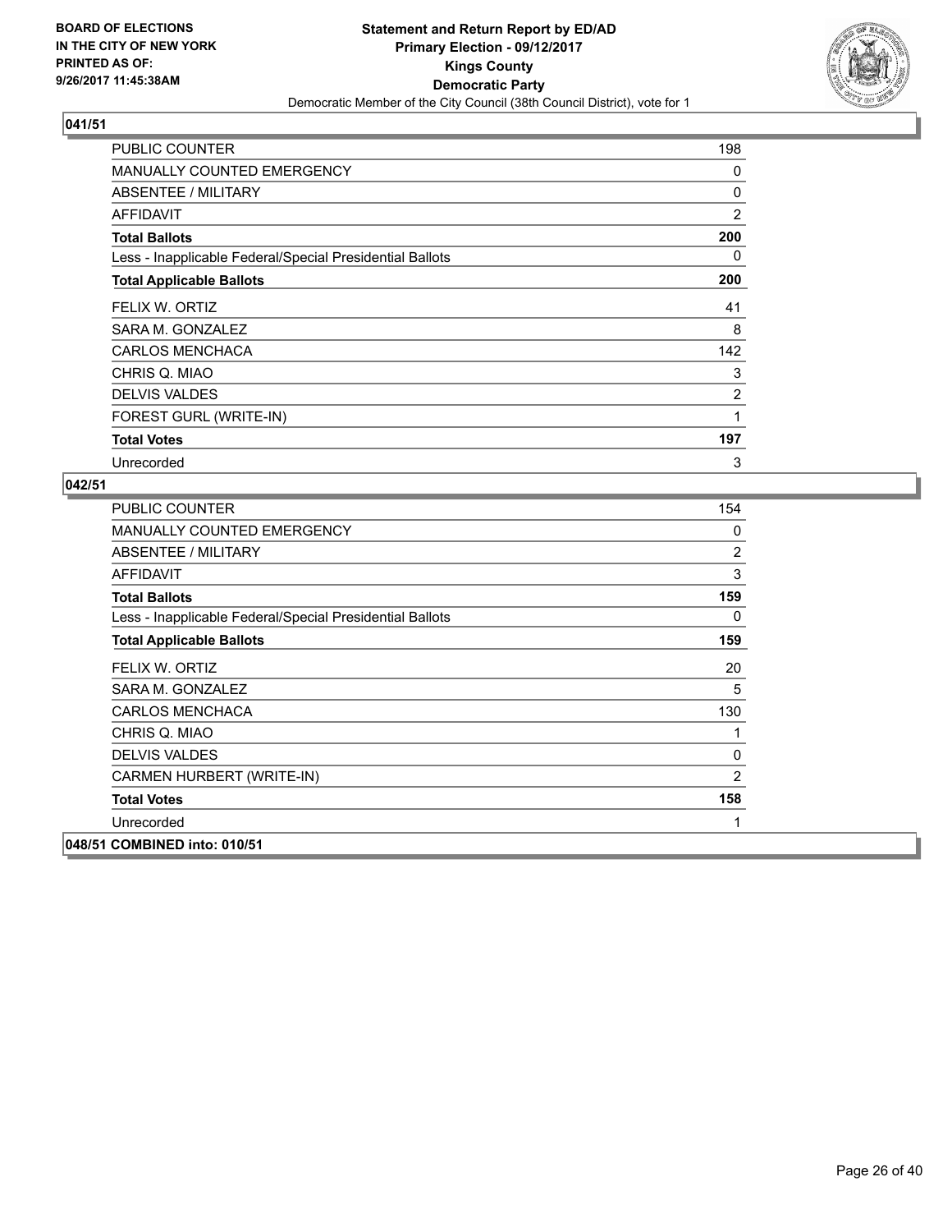**BOARD OF ELECTIONS IN THE CITY OF NEW YORK PRINTED AS OF: 9/26/2017 11:45:38AM**

**Statement and Return Report by ED/AD**
**Primary Election - 09/12/2017**
**Kings County**
**Democratic Party**
Democratic Member of the City Council (38th Council District), vote for 1

**041/51**

| | |
|---|---|
| PUBLIC COUNTER | 198 |
| MANUALLY COUNTED EMERGENCY | 0 |
| ABSENTEE / MILITARY | 0 |
| AFFIDAVIT | 2 |
| **Total Ballots** | **200** |
| Less - Inapplicable Federal/Special Presidential Ballots | 0 |
| **Total Applicable Ballots** | **200** |
| FELIX W. ORTIZ | 41 |
| SARA M. GONZALEZ | 8 |
| CARLOS MENCHACA | 142 |
| CHRIS Q. MIAO | 3 |
| DELVIS VALDES | 2 |
| FOREST GURL (WRITE-IN) | 1 |
| **Total Votes** | **197** |
| Unrecorded | 3 |

**042/51**

| | |
|---|---|
| PUBLIC COUNTER | 154 |
| MANUALLY COUNTED EMERGENCY | 0 |
| ABSENTEE / MILITARY | 2 |
| AFFIDAVIT | 3 |
| **Total Ballots** | **159** |
| Less - Inapplicable Federal/Special Presidential Ballots | 0 |
| **Total Applicable Ballots** | **159** |
| FELIX W. ORTIZ | 20 |
| SARA M. GONZALEZ | 5 |
| CARLOS MENCHACA | 130 |
| CHRIS Q. MIAO | 1 |
| DELVIS VALDES | 0 |
| CARMEN HURBERT (WRITE-IN) | 2 |
| **Total Votes** | **158** |
| Unrecorded | 1 |

**048/51 COMBINED into: 010/51**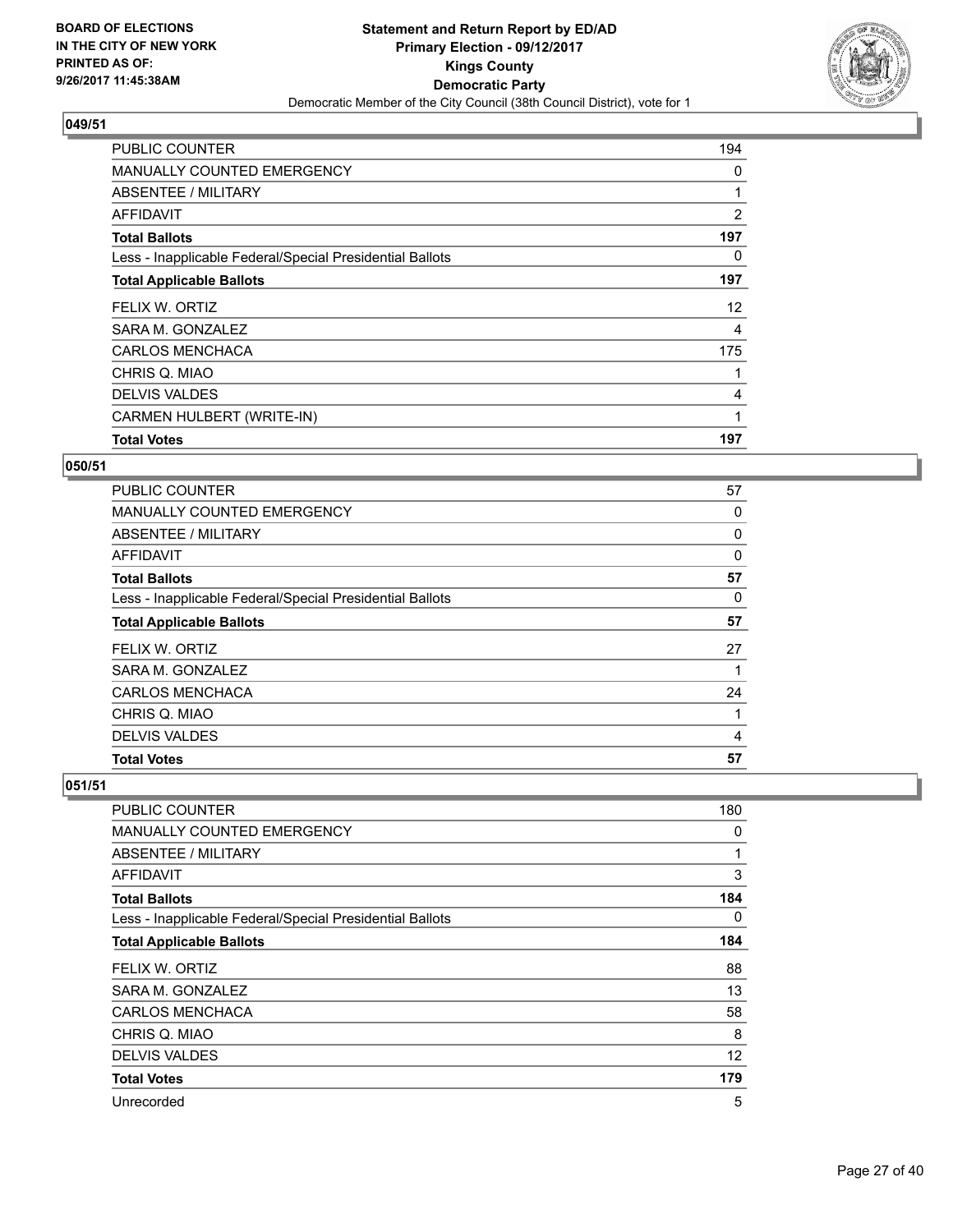**BOARD OF ELECTIONS IN THE CITY OF NEW YORK PRINTED AS OF: 9/26/2017 11:45:38AM**

# Statement and Return Report by ED/AD
## Primary Election - 09/12/2017
## Kings County
## Democratic Party
### Democratic Member of the City Council (38th Council District), vote for 1

### 049/51

| | |
|---|---|
| PUBLIC COUNTER | 194 |
| MANUALLY COUNTED EMERGENCY | 0 |
| ABSENTEE / MILITARY | 1 |
| AFFIDAVIT | 2 |
| **Total Ballots** | **197** |
| Less - Inapplicable Federal/Special Presidential Ballots | 0 |
| **Total Applicable Ballots** | **197** |
| FELIX W. ORTIZ | 12 |
| SARA M. GONZALEZ | 4 |
| CARLOS MENCHACA | 175 |
| CHRIS Q. MIAO | 1 |
| DELVIS VALDES | 4 |
| CARMEN HULBERT (WRITE-IN) | 1 |
| **Total Votes** | **197** |

### 050/51

| | |
|---|---|
| PUBLIC COUNTER | 57 |
| MANUALLY COUNTED EMERGENCY | 0 |
| ABSENTEE / MILITARY | 0 |
| AFFIDAVIT | 0 |
| **Total Ballots** | **57** |
| Less - Inapplicable Federal/Special Presidential Ballots | 0 |
| **Total Applicable Ballots** | **57** |
| FELIX W. ORTIZ | 27 |
| SARA M. GONZALEZ | 1 |
| CARLOS MENCHACA | 24 |
| CHRIS Q. MIAO | 1 |
| DELVIS VALDES | 4 |
| **Total Votes** | **57** |

### 051/51

| | |
|---|---|
| PUBLIC COUNTER | 180 |
| MANUALLY COUNTED EMERGENCY | 0 |
| ABSENTEE / MILITARY | 1 |
| AFFIDAVIT | 3 |
| **Total Ballots** | **184** |
| Less - Inapplicable Federal/Special Presidential Ballots | 0 |
| **Total Applicable Ballots** | **184** |
| FELIX W. ORTIZ | 88 |
| SARA M. GONZALEZ | 13 |
| CARLOS MENCHACA | 58 |
| CHRIS Q. MIAO | 8 |
| DELVIS VALDES | 12 |
| **Total Votes** | **179** |
| Unrecorded | 5 |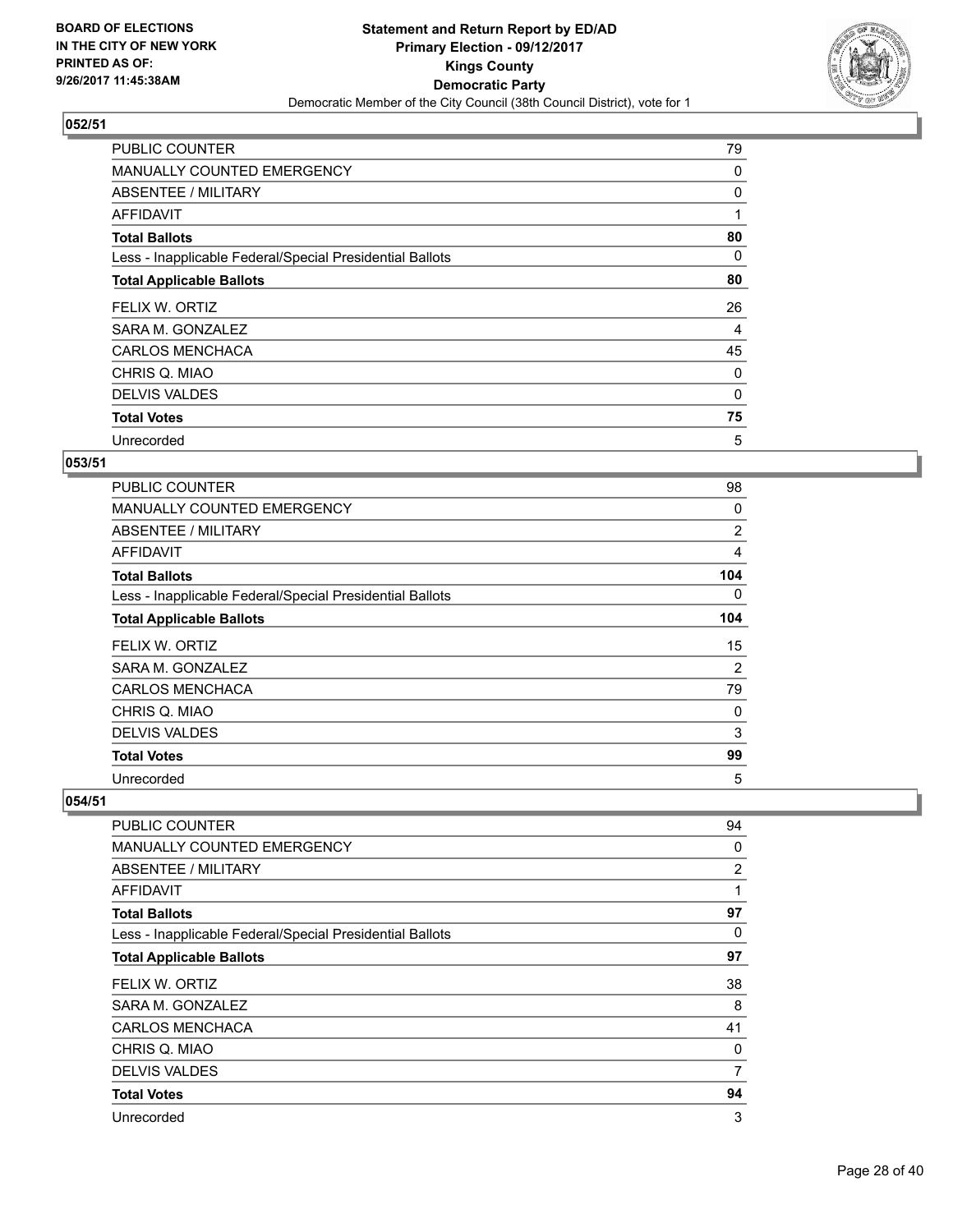BOARD OF ELECTIONS
IN THE CITY OF NEW YORK
PRINTED AS OF:
9/26/2017 11:45:38AM

**Statement and Return Report by ED/AD**
**Primary Election - 09/12/2017**
**Kings County**
**Democratic Party**
Democratic Member of the City Council (38th Council District), vote for 1

### 052/51

| | |
|---|---|
| PUBLIC COUNTER | 79 |
| MANUALLY COUNTED EMERGENCY | 0 |
| ABSENTEE / MILITARY | 0 |
| AFFIDAVIT | 1 |
| **Total Ballots** | **80** |
| Less - Inapplicable Federal/Special Presidential Ballots | 0 |
| **Total Applicable Ballots** | **80** |
| FELIX W. ORTIZ | 26 |
| SARA M. GONZALEZ | 4 |
| CARLOS MENCHACA | 45 |
| CHRIS Q. MIAO | 0 |
| DELVIS VALDES | 0 |
| **Total Votes** | **75** |
| Unrecorded | 5 |

### 053/51

| | |
|---|---|
| PUBLIC COUNTER | 98 |
| MANUALLY COUNTED EMERGENCY | 0 |
| ABSENTEE / MILITARY | 2 |
| AFFIDAVIT | 4 |
| **Total Ballots** | **104** |
| Less - Inapplicable Federal/Special Presidential Ballots | 0 |
| **Total Applicable Ballots** | **104** |
| FELIX W. ORTIZ | 15 |
| SARA M. GONZALEZ | 2 |
| CARLOS MENCHACA | 79 |
| CHRIS Q. MIAO | 0 |
| DELVIS VALDES | 3 |
| **Total Votes** | **99** |
| Unrecorded | 5 |

### 054/51

| | |
|---|---|
| PUBLIC COUNTER | 94 |
| MANUALLY COUNTED EMERGENCY | 0 |
| ABSENTEE / MILITARY | 2 |
| AFFIDAVIT | 1 |
| **Total Ballots** | **97** |
| Less - Inapplicable Federal/Special Presidential Ballots | 0 |
| **Total Applicable Ballots** | **97** |
| FELIX W. ORTIZ | 38 |
| SARA M. GONZALEZ | 8 |
| CARLOS MENCHACA | 41 |
| CHRIS Q. MIAO | 0 |
| DELVIS VALDES | 7 |
| **Total Votes** | **94** |
| Unrecorded | 3 |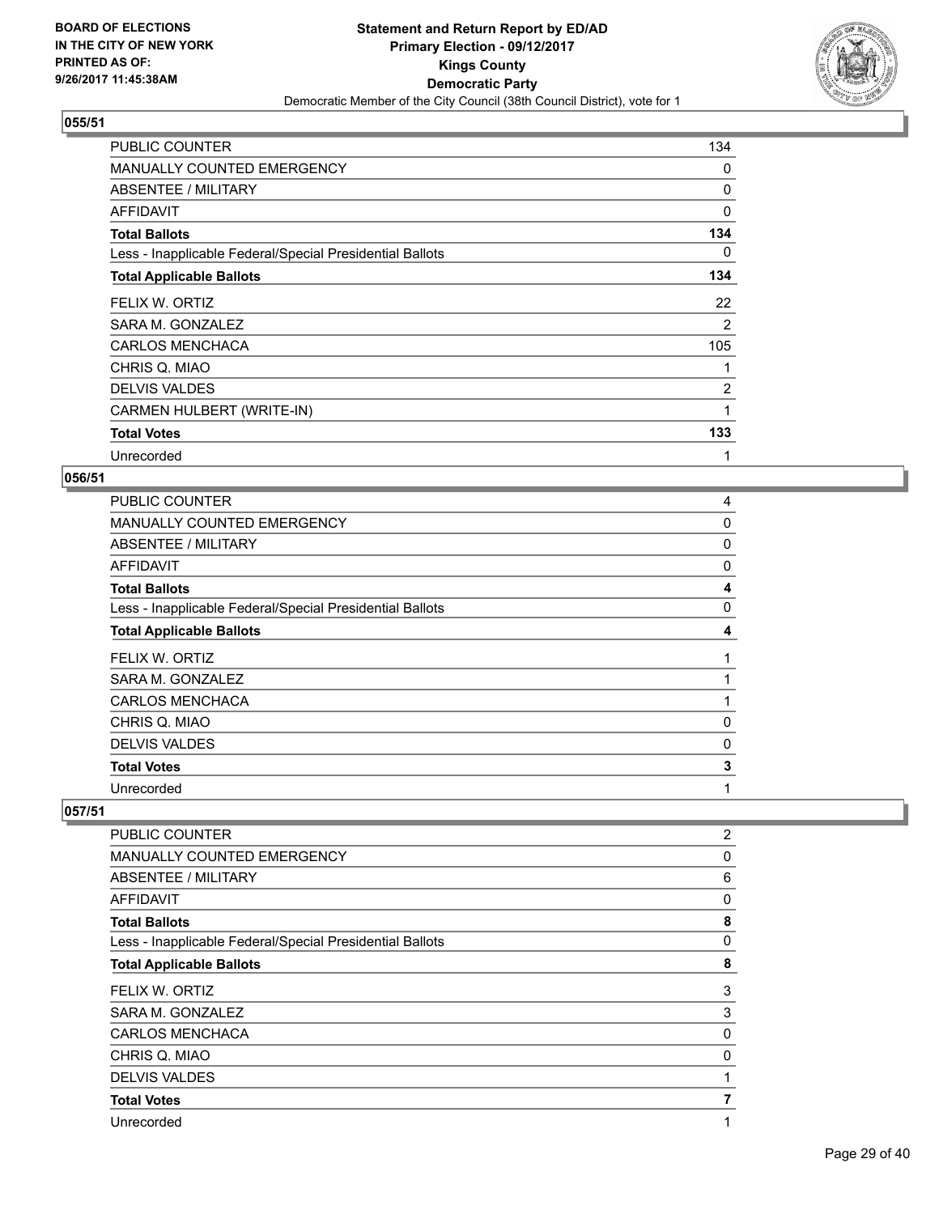**BOARD OF ELECTIONS IN THE CITY OF NEW YORK PRINTED AS OF: 9/26/2017 11:45:38AM**

**Statement and Return Report by ED/AD Primary Election - 09/12/2017 Kings County Democratic Party**

Democratic Member of the City Council (38th Council District), vote for 1

### 055/51

| | |
|---|---|
| PUBLIC COUNTER | 134 |
| MANUALLY COUNTED EMERGENCY | 0 |
| ABSENTEE / MILITARY | 0 |
| AFFIDAVIT | 0 |
| **Total Ballots** | **134** |
| Less - Inapplicable Federal/Special Presidential Ballots | 0 |
| **Total Applicable Ballots** | **134** |
| FELIX W. ORTIZ | 22 |
| SARA M. GONZALEZ | 2 |
| CARLOS MENCHACA | 105 |
| CHRIS Q. MIAO | 1 |
| DELVIS VALDES | 2 |
| CARMEN HULBERT (WRITE-IN) | 1 |
| **Total Votes** | **133** |
| Unrecorded | 1 |

### 056/51

| | |
|---|---|
| PUBLIC COUNTER | 4 |
| MANUALLY COUNTED EMERGENCY | 0 |
| ABSENTEE / MILITARY | 0 |
| AFFIDAVIT | 0 |
| **Total Ballots** | **4** |
| Less - Inapplicable Federal/Special Presidential Ballots | 0 |
| **Total Applicable Ballots** | **4** |
| FELIX W. ORTIZ | 1 |
| SARA M. GONZALEZ | 1 |
| CARLOS MENCHACA | 1 |
| CHRIS Q. MIAO | 0 |
| DELVIS VALDES | 0 |
| **Total Votes** | **3** |
| Unrecorded | 1 |

### 057/51

| | |
|---|---|
| PUBLIC COUNTER | 2 |
| MANUALLY COUNTED EMERGENCY | 0 |
| ABSENTEE / MILITARY | 6 |
| AFFIDAVIT | 0 |
| **Total Ballots** | **8** |
| Less - Inapplicable Federal/Special Presidential Ballots | 0 |
| **Total Applicable Ballots** | **8** |
| FELIX W. ORTIZ | 3 |
| SARA M. GONZALEZ | 3 |
| CARLOS MENCHACA | 0 |
| CHRIS Q. MIAO | 0 |
| DELVIS VALDES | 1 |
| **Total Votes** | **7** |
| Unrecorded | 1 |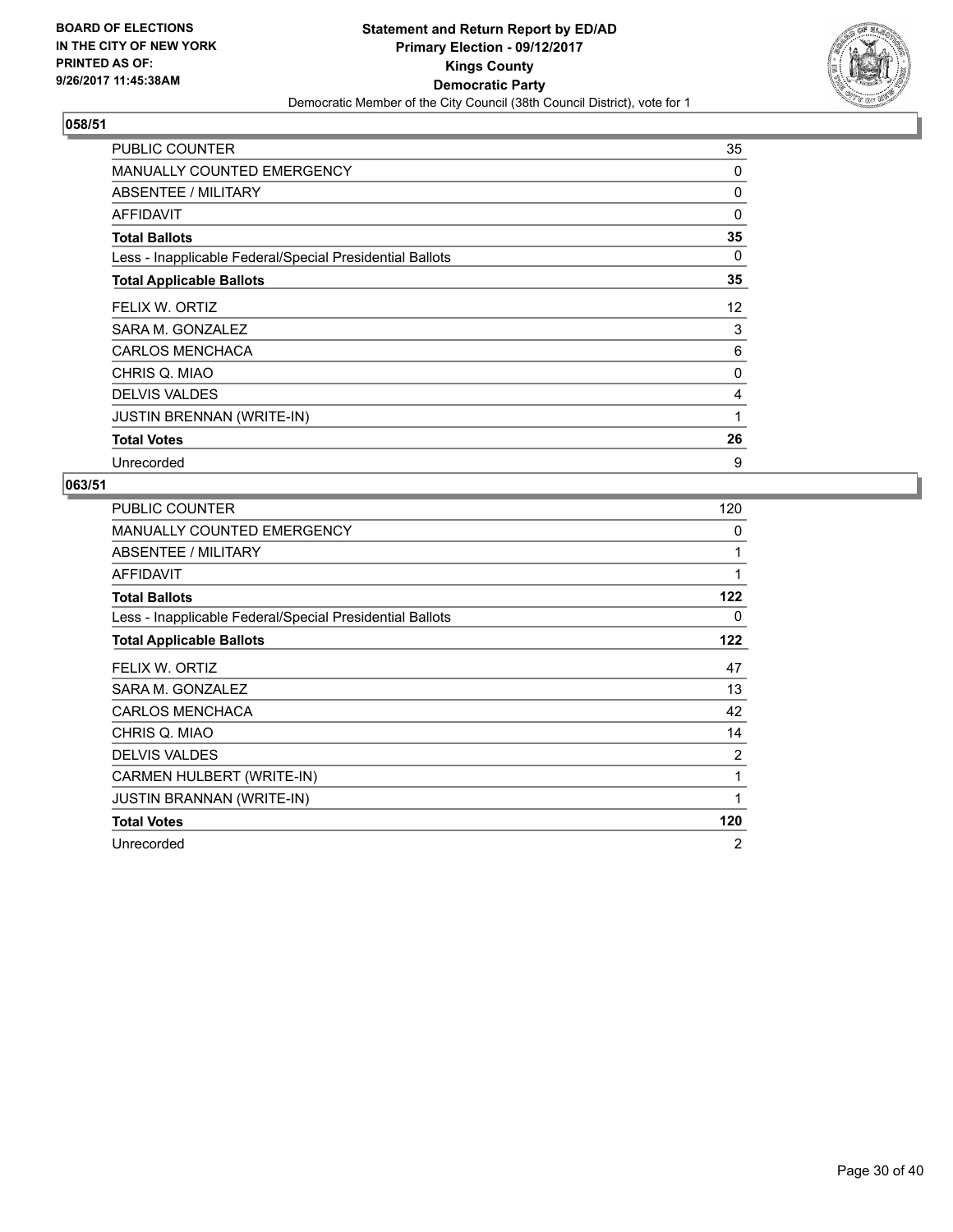BOARD OF ELECTIONS
IN THE CITY OF NEW YORK
PRINTED AS OF:
9/26/2017 11:45:38AM

**Statement and Return Report by ED/AD**
**Primary Election - 09/12/2017**
**Kings County**
**Democratic Party**
Democratic Member of the City Council (38th Council District), vote for 1

## 058/51

| | |
|---|---|
| PUBLIC COUNTER | 35 |
| MANUALLY COUNTED EMERGENCY | 0 |
| ABSENTEE / MILITARY | 0 |
| AFFIDAVIT | 0 |
| **Total Ballots** | **35** |
| Less - Inapplicable Federal/Special Presidential Ballots | 0 |
| **Total Applicable Ballots** | **35** |
| FELIX W. ORTIZ | 12 |
| SARA M. GONZALEZ | 3 |
| CARLOS MENCHACA | 6 |
| CHRIS Q. MIAO | 0 |
| DELVIS VALDES | 4 |
| JUSTIN BRENNAN (WRITE-IN) | 1 |
| **Total Votes** | **26** |
| Unrecorded | 9 |

## 063/51

| | |
|---|---|
| PUBLIC COUNTER | 120 |
| MANUALLY COUNTED EMERGENCY | 0 |
| ABSENTEE / MILITARY | 1 |
| AFFIDAVIT | 1 |
| **Total Ballots** | **122** |
| Less - Inapplicable Federal/Special Presidential Ballots | 0 |
| **Total Applicable Ballots** | **122** |
| FELIX W. ORTIZ | 47 |
| SARA M. GONZALEZ | 13 |
| CARLOS MENCHACA | 42 |
| CHRIS Q. MIAO | 14 |
| DELVIS VALDES | 2 |
| CARMEN HULBERT (WRITE-IN) | 1 |
| JUSTIN BRANNAN (WRITE-IN) | 1 |
| **Total Votes** | **120** |
| Unrecorded | 2 |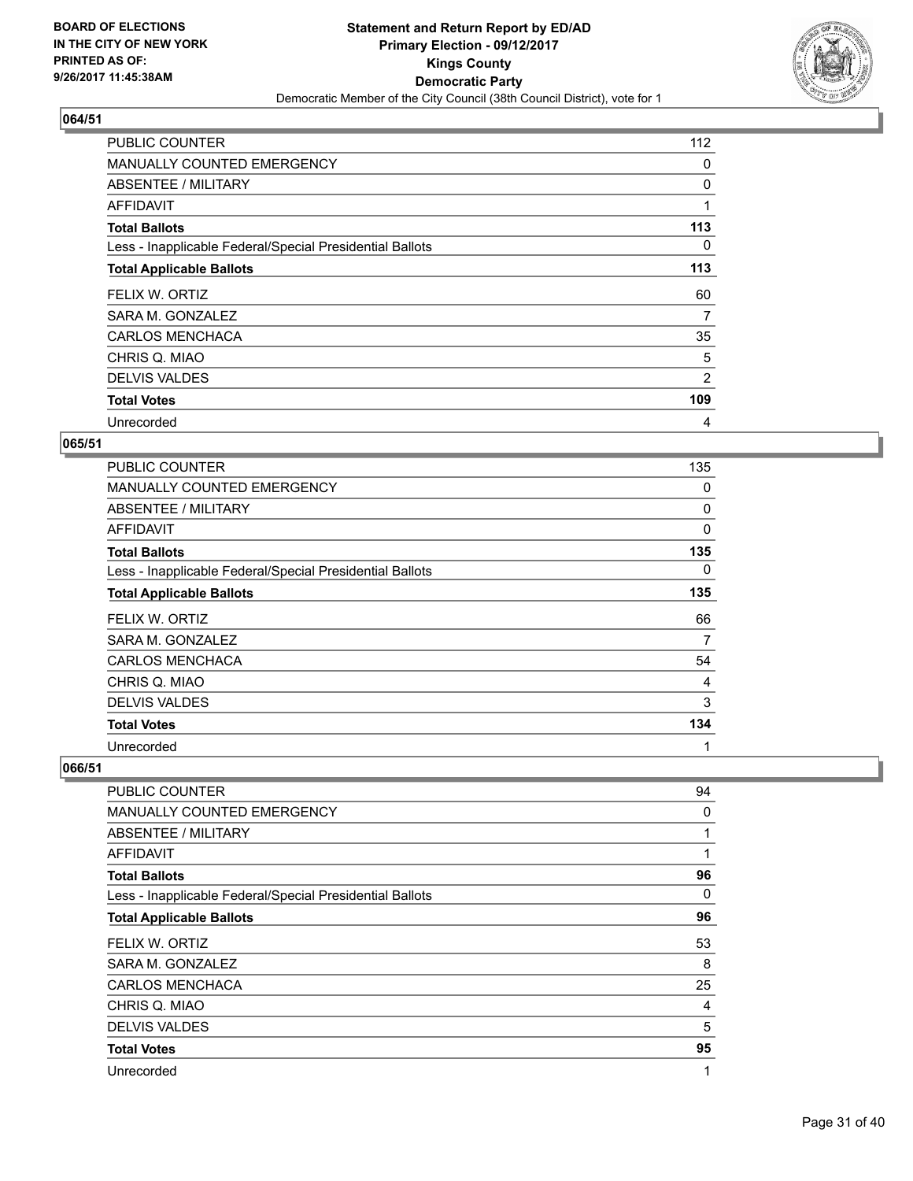**BOARD OF ELECTIONS IN THE CITY OF NEW YORK PRINTED AS OF: 9/26/2017 11:45:38AM**

**Statement and Return Report by ED/AD**
**Primary Election - 09/12/2017**
**Kings County**
**Democratic Party**
Democratic Member of the City Council (38th Council District), vote for 1

### 064/51

| | |
|---|---|
| PUBLIC COUNTER | 112 |
| MANUALLY COUNTED EMERGENCY | 0 |
| ABSENTEE / MILITARY | 0 |
| AFFIDAVIT | 1 |
| **Total Ballots** | **113** |
| Less - Inapplicable Federal/Special Presidential Ballots | 0 |
| **Total Applicable Ballots** | **113** |
| FELIX W. ORTIZ | 60 |
| SARA M. GONZALEZ | 7 |
| CARLOS MENCHACA | 35 |
| CHRIS Q. MIAO | 5 |
| DELVIS VALDES | 2 |
| **Total Votes** | **109** |
| Unrecorded | 4 |

### 065/51

| | |
|---|---|
| PUBLIC COUNTER | 135 |
| MANUALLY COUNTED EMERGENCY | 0 |
| ABSENTEE / MILITARY | 0 |
| AFFIDAVIT | 0 |
| **Total Ballots** | **135** |
| Less - Inapplicable Federal/Special Presidential Ballots | 0 |
| **Total Applicable Ballots** | **135** |
| FELIX W. ORTIZ | 66 |
| SARA M. GONZALEZ | 7 |
| CARLOS MENCHACA | 54 |
| CHRIS Q. MIAO | 4 |
| DELVIS VALDES | 3 |
| **Total Votes** | **134** |
| Unrecorded | 1 |

### 066/51

| | |
|---|---|
| PUBLIC COUNTER | 94 |
| MANUALLY COUNTED EMERGENCY | 0 |
| ABSENTEE / MILITARY | 1 |
| AFFIDAVIT | 1 |
| **Total Ballots** | **96** |
| Less - Inapplicable Federal/Special Presidential Ballots | 0 |
| **Total Applicable Ballots** | **96** |
| FELIX W. ORTIZ | 53 |
| SARA M. GONZALEZ | 8 |
| CARLOS MENCHACA | 25 |
| CHRIS Q. MIAO | 4 |
| DELVIS VALDES | 5 |
| **Total Votes** | **95** |
| Unrecorded | 1 |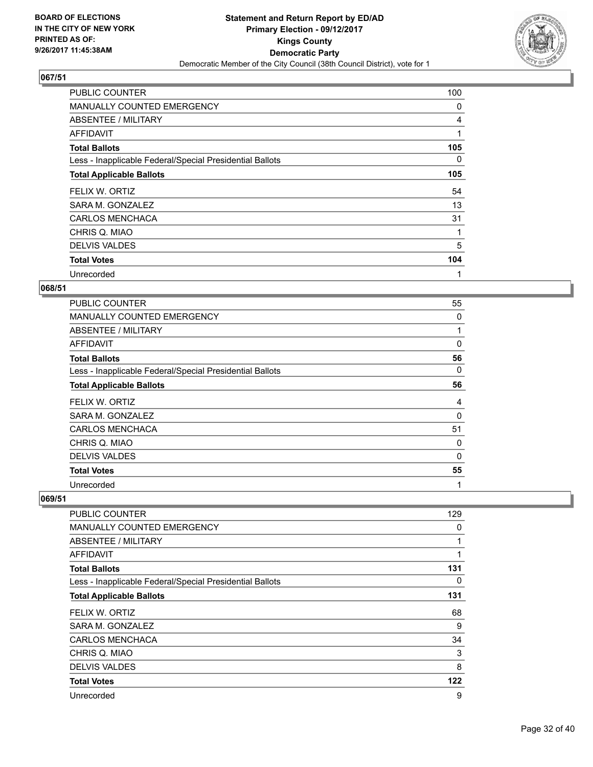BOARD OF ELECTIONS IN THE CITY OF NEW YORK PRINTED AS OF: 9/26/2017 11:45:38AM

# Statement and Return Report by ED/AD
## Primary Election - 09/12/2017
## Kings County
## Democratic Party
### Democratic Member of the City Council (38th Council District), vote for 1

### 067/51

| | |
|---|---|
| PUBLIC COUNTER | 100 |
| MANUALLY COUNTED EMERGENCY | 0 |
| ABSENTEE / MILITARY | 4 |
| AFFIDAVIT | 1 |
| **Total Ballots** | **105** |
| Less - Inapplicable Federal/Special Presidential Ballots | 0 |
| **Total Applicable Ballots** | **105** |
| FELIX W. ORTIZ | 54 |
| SARA M. GONZALEZ | 13 |
| CARLOS MENCHACA | 31 |
| CHRIS Q. MIAO | 1 |
| DELVIS VALDES | 5 |
| **Total Votes** | **104** |
| Unrecorded | 1 |

### 068/51

| | |
|---|---|
| PUBLIC COUNTER | 55 |
| MANUALLY COUNTED EMERGENCY | 0 |
| ABSENTEE / MILITARY | 1 |
| AFFIDAVIT | 0 |
| **Total Ballots** | **56** |
| Less - Inapplicable Federal/Special Presidential Ballots | 0 |
| **Total Applicable Ballots** | **56** |
| FELIX W. ORTIZ | 4 |
| SARA M. GONZALEZ | 0 |
| CARLOS MENCHACA | 51 |
| CHRIS Q. MIAO | 0 |
| DELVIS VALDES | 0 |
| **Total Votes** | **55** |
| Unrecorded | 1 |

### 069/51

| | |
|---|---|
| PUBLIC COUNTER | 129 |
| MANUALLY COUNTED EMERGENCY | 0 |
| ABSENTEE / MILITARY | 1 |
| AFFIDAVIT | 1 |
| **Total Ballots** | **131** |
| Less - Inapplicable Federal/Special Presidential Ballots | 0 |
| **Total Applicable Ballots** | **131** |
| FELIX W. ORTIZ | 68 |
| SARA M. GONZALEZ | 9 |
| CARLOS MENCHACA | 34 |
| CHRIS Q. MIAO | 3 |
| DELVIS VALDES | 8 |
| **Total Votes** | **122** |
| Unrecorded | 9 |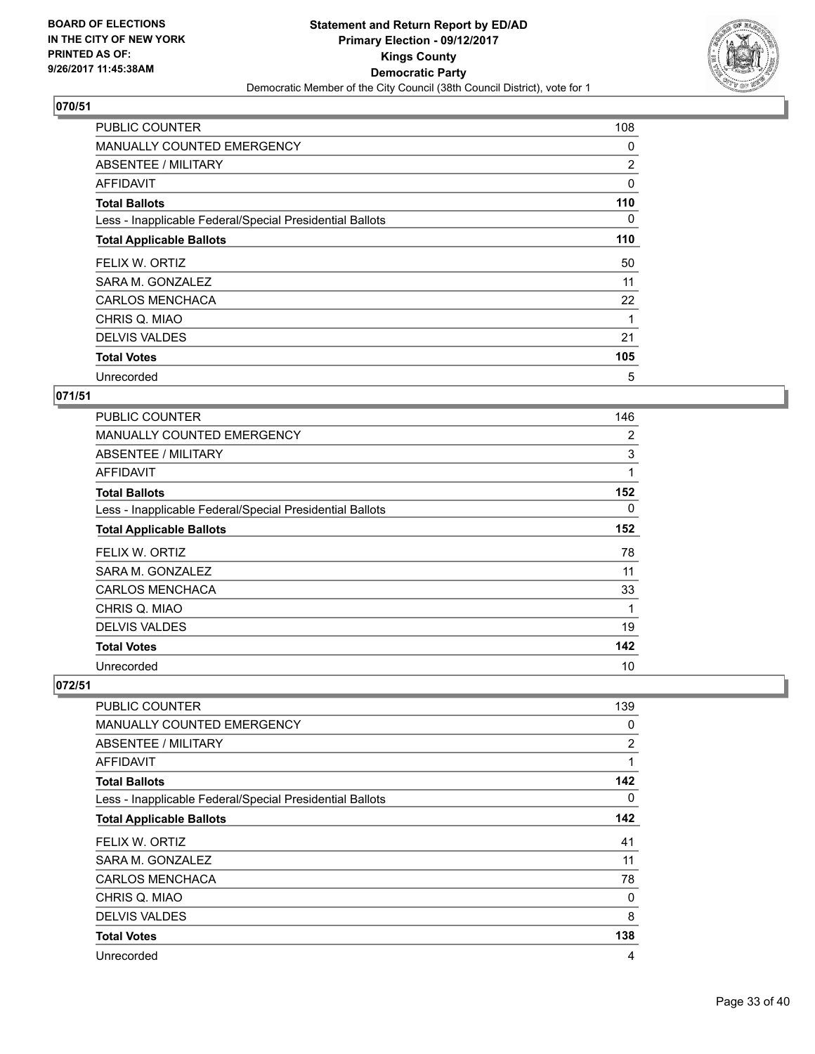BOARD OF ELECTIONS
IN THE CITY OF NEW YORK
PRINTED AS OF:
9/26/2017 11:45:38AM

**Statement and Return Report by ED/AD**
**Primary Election - 09/12/2017**
**Kings County**
**Democratic Party**
Democratic Member of the City Council (38th Council District), vote for 1

### 070/51

| | |
|---|---|
| PUBLIC COUNTER | 108 |
| MANUALLY COUNTED EMERGENCY | 0 |
| ABSENTEE / MILITARY | 2 |
| AFFIDAVIT | 0 |
| **Total Ballots** | **110** |
| Less - Inapplicable Federal/Special Presidential Ballots | 0 |
| **Total Applicable Ballots** | **110** |
| FELIX W. ORTIZ | 50 |
| SARA M. GONZALEZ | 11 |
| CARLOS MENCHACA | 22 |
| CHRIS Q. MIAO | 1 |
| DELVIS VALDES | 21 |
| **Total Votes** | **105** |
| Unrecorded | 5 |

### 071/51

| | |
|---|---|
| PUBLIC COUNTER | 146 |
| MANUALLY COUNTED EMERGENCY | 2 |
| ABSENTEE / MILITARY | 3 |
| AFFIDAVIT | 1 |
| **Total Ballots** | **152** |
| Less - Inapplicable Federal/Special Presidential Ballots | 0 |
| **Total Applicable Ballots** | **152** |
| FELIX W. ORTIZ | 78 |
| SARA M. GONZALEZ | 11 |
| CARLOS MENCHACA | 33 |
| CHRIS Q. MIAO | 1 |
| DELVIS VALDES | 19 |
| **Total Votes** | **142** |
| Unrecorded | 10 |

### 072/51

| | |
|---|---|
| PUBLIC COUNTER | 139 |
| MANUALLY COUNTED EMERGENCY | 0 |
| ABSENTEE / MILITARY | 2 |
| AFFIDAVIT | 1 |
| **Total Ballots** | **142** |
| Less - Inapplicable Federal/Special Presidential Ballots | 0 |
| **Total Applicable Ballots** | **142** |
| FELIX W. ORTIZ | 41 |
| SARA M. GONZALEZ | 11 |
| CARLOS MENCHACA | 78 |
| CHRIS Q. MIAO | 0 |
| DELVIS VALDES | 8 |
| **Total Votes** | **138** |
| Unrecorded | 4 |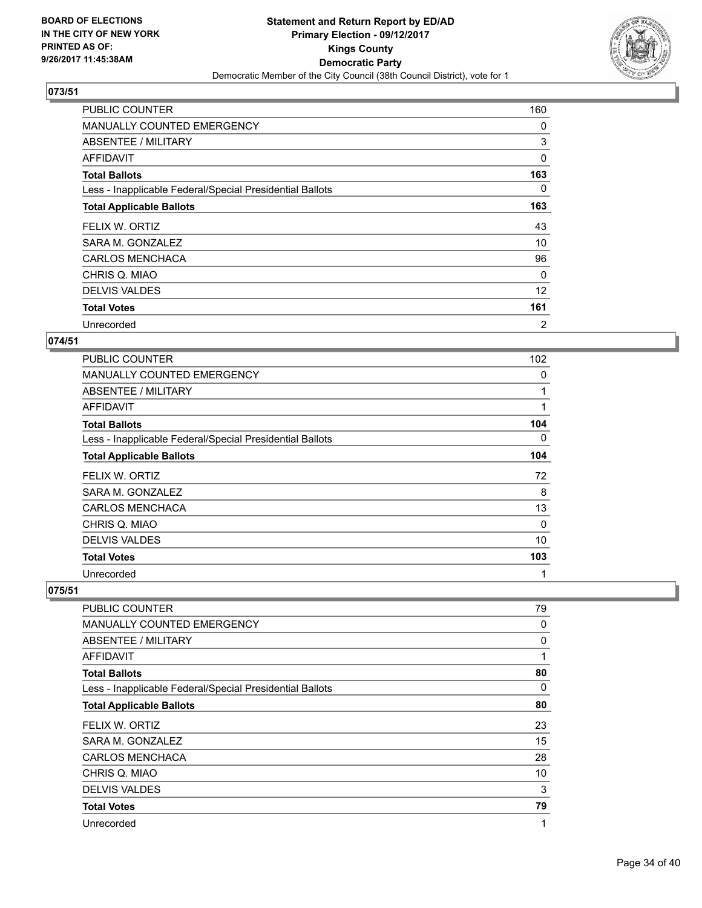**BOARD OF ELECTIONS IN THE CITY OF NEW YORK PRINTED AS OF: 9/26/2017 11:45:38AM**

**Statement and Return Report by ED/AD Primary Election - 09/12/2017 Kings County Democratic Party**

Democratic Member of the City Council (38th Council District), vote for 1

### 073/51

| | |
|---|---|
| PUBLIC COUNTER | 160 |
| MANUALLY COUNTED EMERGENCY | 0 |
| ABSENTEE / MILITARY | 3 |
| AFFIDAVIT | 0 |
| **Total Ballots** | **163** |
| Less - Inapplicable Federal/Special Presidential Ballots | 0 |
| **Total Applicable Ballots** | **163** |
| FELIX W. ORTIZ | 43 |
| SARA M. GONZALEZ | 10 |
| CARLOS MENCHACA | 96 |
| CHRIS Q. MIAO | 0 |
| DELVIS VALDES | 12 |
| **Total Votes** | **161** |
| Unrecorded | 2 |

### 074/51

| | |
|---|---|
| PUBLIC COUNTER | 102 |
| MANUALLY COUNTED EMERGENCY | 0 |
| ABSENTEE / MILITARY | 1 |
| AFFIDAVIT | 1 |
| **Total Ballots** | **104** |
| Less - Inapplicable Federal/Special Presidential Ballots | 0 |
| **Total Applicable Ballots** | **104** |
| FELIX W. ORTIZ | 72 |
| SARA M. GONZALEZ | 8 |
| CARLOS MENCHACA | 13 |
| CHRIS Q. MIAO | 0 |
| DELVIS VALDES | 10 |
| **Total Votes** | **103** |
| Unrecorded | 1 |

### 075/51

| | |
|---|---|
| PUBLIC COUNTER | 79 |
| MANUALLY COUNTED EMERGENCY | 0 |
| ABSENTEE / MILITARY | 0 |
| AFFIDAVIT | 1 |
| **Total Ballots** | **80** |
| Less - Inapplicable Federal/Special Presidential Ballots | 0 |
| **Total Applicable Ballots** | **80** |
| FELIX W. ORTIZ | 23 |
| SARA M. GONZALEZ | 15 |
| CARLOS MENCHACA | 28 |
| CHRIS Q. MIAO | 10 |
| DELVIS VALDES | 3 |
| **Total Votes** | **79** |
| Unrecorded | 1 |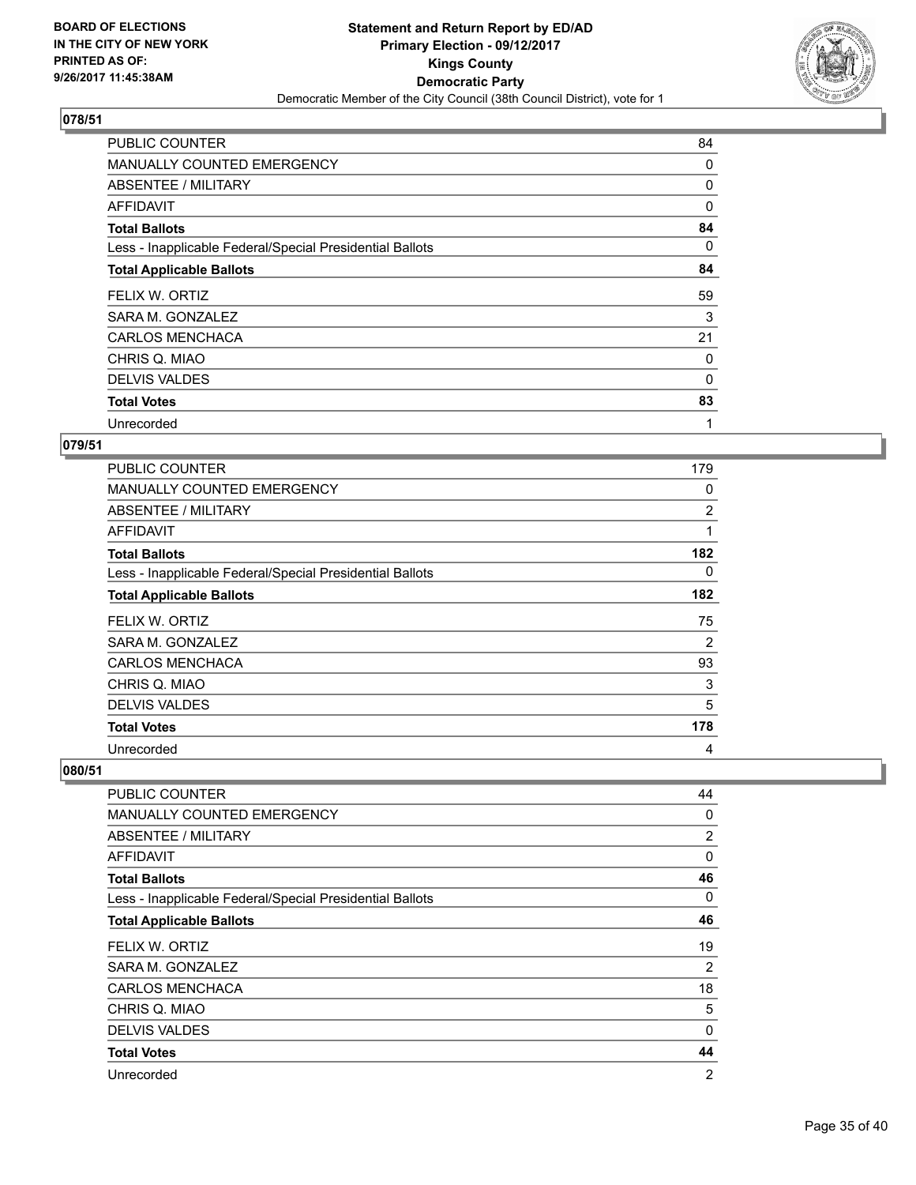BOARD OF ELECTIONS
IN THE CITY OF NEW YORK
PRINTED AS OF:
9/26/2017 11:45:38AM

**Statement and Return Report by ED/AD**
**Primary Election - 09/12/2017**
**Kings County**
**Democratic Party**
Democratic Member of the City Council (38th Council District), vote for 1

## 078/51

| | |
|---|---|
| PUBLIC COUNTER | 84 |
| MANUALLY COUNTED EMERGENCY | 0 |
| ABSENTEE / MILITARY | 0 |
| AFFIDAVIT | 0 |
| **Total Ballots** | **84** |
| Less - Inapplicable Federal/Special Presidential Ballots | 0 |
| **Total Applicable Ballots** | **84** |
| FELIX W. ORTIZ | 59 |
| SARA M. GONZALEZ | 3 |
| CARLOS MENCHACA | 21 |
| CHRIS Q. MIAO | 0 |
| DELVIS VALDES | 0 |
| **Total Votes** | **83** |
| Unrecorded | 1 |

## 079/51

| | |
|---|---|
| PUBLIC COUNTER | 179 |
| MANUALLY COUNTED EMERGENCY | 0 |
| ABSENTEE / MILITARY | 2 |
| AFFIDAVIT | 1 |
| **Total Ballots** | **182** |
| Less - Inapplicable Federal/Special Presidential Ballots | 0 |
| **Total Applicable Ballots** | **182** |
| FELIX W. ORTIZ | 75 |
| SARA M. GONZALEZ | 2 |
| CARLOS MENCHACA | 93 |
| CHRIS Q. MIAO | 3 |
| DELVIS VALDES | 5 |
| **Total Votes** | **178** |
| Unrecorded | 4 |

## 080/51

| | |
|---|---|
| PUBLIC COUNTER | 44 |
| MANUALLY COUNTED EMERGENCY | 0 |
| ABSENTEE / MILITARY | 2 |
| AFFIDAVIT | 0 |
| **Total Ballots** | **46** |
| Less - Inapplicable Federal/Special Presidential Ballots | 0 |
| **Total Applicable Ballots** | **46** |
| FELIX W. ORTIZ | 19 |
| SARA M. GONZALEZ | 2 |
| CARLOS MENCHACA | 18 |
| CHRIS Q. MIAO | 5 |
| DELVIS VALDES | 0 |
| **Total Votes** | **44** |
| Unrecorded | 2 |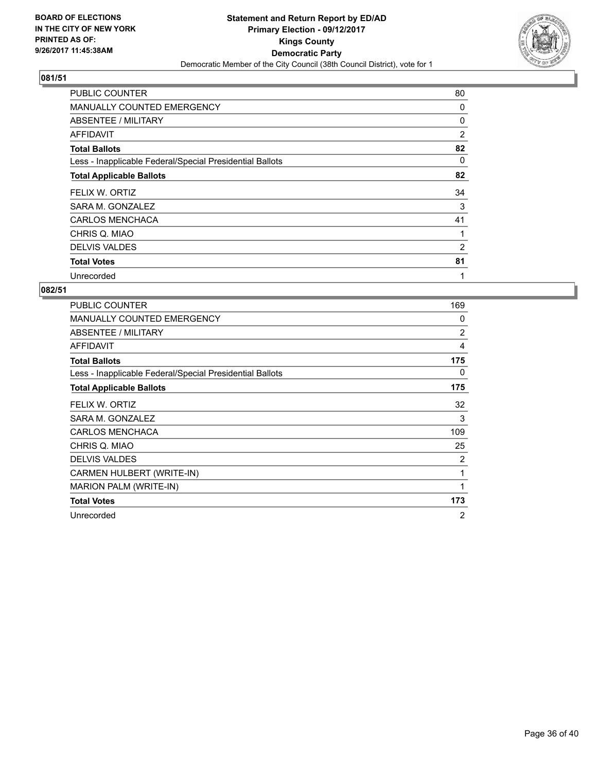BOARD OF ELECTIONS
IN THE CITY OF NEW YORK
PRINTED AS OF:
9/26/2017 11:45:38AM

**Statement and Return Report by ED/AD**
**Primary Election - 09/12/2017**
**Kings County**
**Democratic Party**
Democratic Member of the City Council (38th Council District), vote for 1

## 081/51

| | |
|---|---|
| PUBLIC COUNTER | 80 |
| MANUALLY COUNTED EMERGENCY | 0 |
| ABSENTEE / MILITARY | 0 |
| AFFIDAVIT | 2 |
| **Total Ballots** | **82** |
| Less - Inapplicable Federal/Special Presidential Ballots | 0 |
| **Total Applicable Ballots** | **82** |
| FELIX W. ORTIZ | 34 |
| SARA M. GONZALEZ | 3 |
| CARLOS MENCHACA | 41 |
| CHRIS Q. MIAO | 1 |
| DELVIS VALDES | 2 |
| **Total Votes** | **81** |
| Unrecorded | 1 |

## 082/51

| | |
|---|---|
| PUBLIC COUNTER | 169 |
| MANUALLY COUNTED EMERGENCY | 0 |
| ABSENTEE / MILITARY | 2 |
| AFFIDAVIT | 4 |
| **Total Ballots** | **175** |
| Less - Inapplicable Federal/Special Presidential Ballots | 0 |
| **Total Applicable Ballots** | **175** |
| FELIX W. ORTIZ | 32 |
| SARA M. GONZALEZ | 3 |
| CARLOS MENCHACA | 109 |
| CHRIS Q. MIAO | 25 |
| DELVIS VALDES | 2 |
| CARMEN HULBERT (WRITE-IN) | 1 |
| MARION PALM (WRITE-IN) | 1 |
| **Total Votes** | **173** |
| Unrecorded | 2 |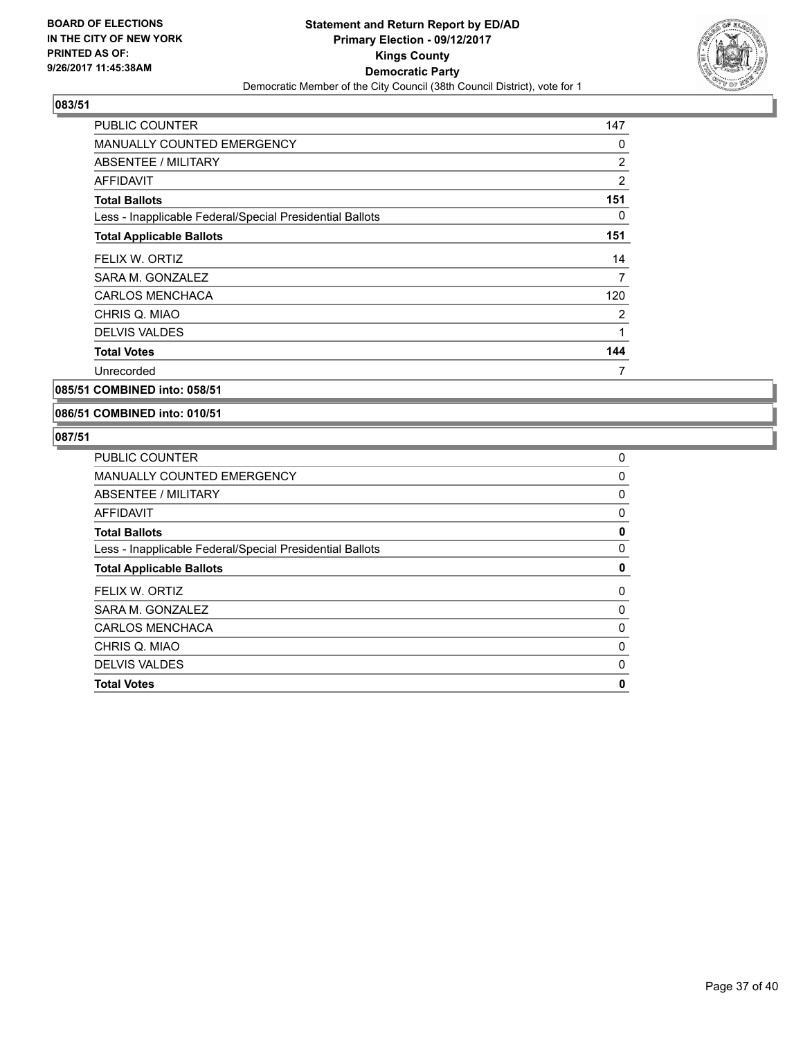**BOARD OF ELECTIONS IN THE CITY OF NEW YORK PRINTED AS OF: 9/26/2017 11:45:38AM**

**Statement and Return Report by ED/AD**
**Primary Election - 09/12/2017**
**Kings County**
**Democratic Party**
Democratic Member of the City Council (38th Council District), vote for 1

### 083/51

| | |
|---|---|
| PUBLIC COUNTER | 147 |
| MANUALLY COUNTED EMERGENCY | 0 |
| ABSENTEE / MILITARY | 2 |
| AFFIDAVIT | 2 |
| **Total Ballots** | **151** |
| Less - Inapplicable Federal/Special Presidential Ballots | 0 |
| **Total Applicable Ballots** | **151** |
| FELIX W. ORTIZ | 14 |
| SARA M. GONZALEZ | 7 |
| CARLOS MENCHACA | 120 |
| CHRIS Q. MIAO | 2 |
| DELVIS VALDES | 1 |
| **Total Votes** | **144** |
| Unrecorded | 7 |

### 085/51 COMBINED into: 058/51

### 086/51 COMBINED into: 010/51

### 087/51

| | |
|---|---|
| PUBLIC COUNTER | 0 |
| MANUALLY COUNTED EMERGENCY | 0 |
| ABSENTEE / MILITARY | 0 |
| AFFIDAVIT | 0 |
| **Total Ballots** | **0** |
| Less - Inapplicable Federal/Special Presidential Ballots | 0 |
| **Total Applicable Ballots** | **0** |
| FELIX W. ORTIZ | 0 |
| SARA M. GONZALEZ | 0 |
| CARLOS MENCHACA | 0 |
| CHRIS Q. MIAO | 0 |
| DELVIS VALDES | 0 |
| **Total Votes** | **0** |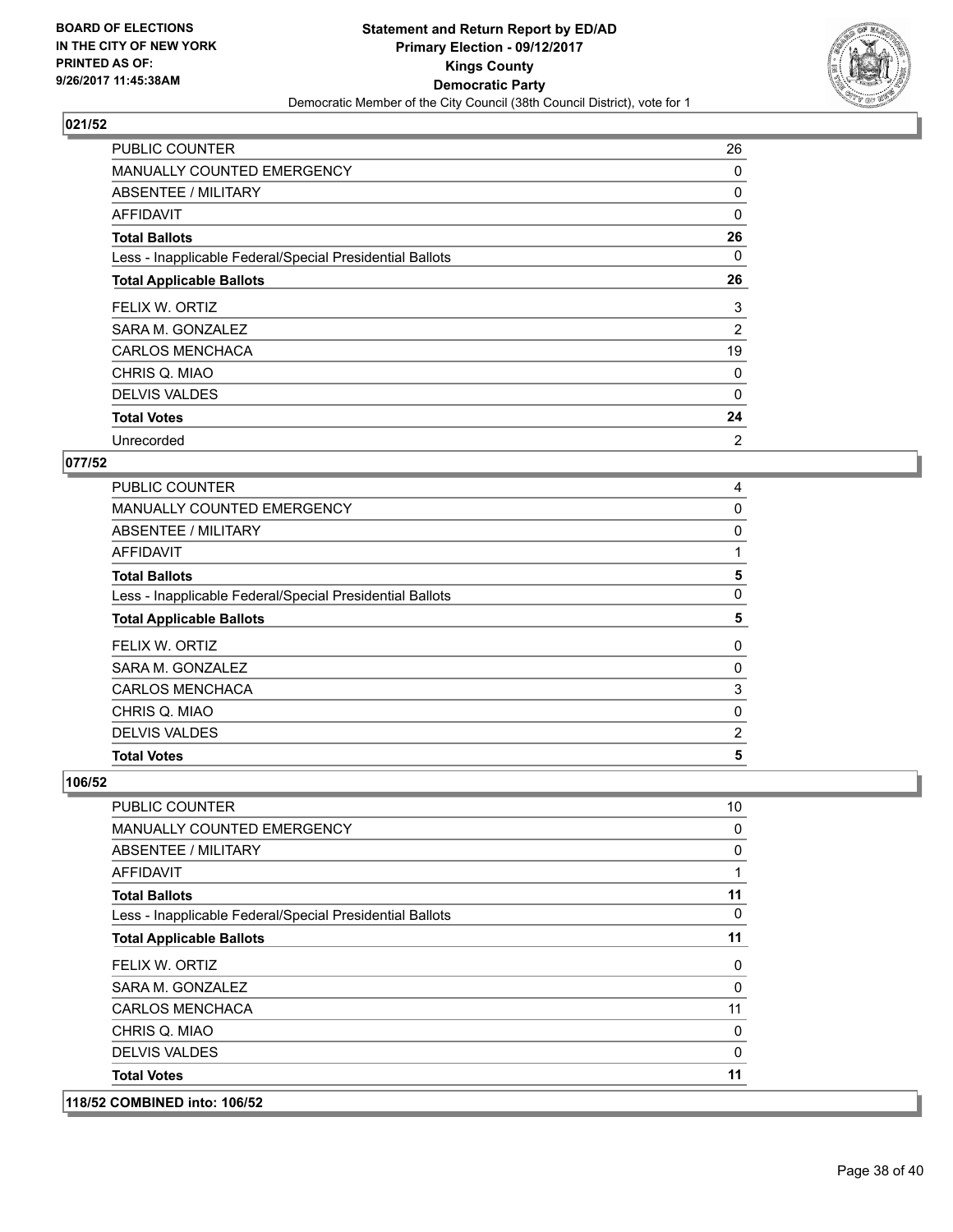**BOARD OF ELECTIONS IN THE CITY OF NEW YORK PRINTED AS OF: 9/26/2017 11:45:38AM**

**Statement and Return Report by ED/AD**
**Primary Election - 09/12/2017**
**Kings County**
**Democratic Party**
Democratic Member of the City Council (38th Council District), vote for 1

### 021/52

| | |
|---|---|
| PUBLIC COUNTER | 26 |
| MANUALLY COUNTED EMERGENCY | 0 |
| ABSENTEE / MILITARY | 0 |
| AFFIDAVIT | 0 |
| **Total Ballots** | **26** |
| Less - Inapplicable Federal/Special Presidential Ballots | 0 |
| **Total Applicable Ballots** | **26** |
| FELIX W. ORTIZ | 3 |
| SARA M. GONZALEZ | 2 |
| CARLOS MENCHACA | 19 |
| CHRIS Q. MIAO | 0 |
| DELVIS VALDES | 0 |
| **Total Votes** | **24** |
| Unrecorded | 2 |

### 077/52

| | |
|---|---|
| PUBLIC COUNTER | 4 |
| MANUALLY COUNTED EMERGENCY | 0 |
| ABSENTEE / MILITARY | 0 |
| AFFIDAVIT | 1 |
| **Total Ballots** | **5** |
| Less - Inapplicable Federal/Special Presidential Ballots | 0 |
| **Total Applicable Ballots** | **5** |
| FELIX W. ORTIZ | 0 |
| SARA M. GONZALEZ | 0 |
| CARLOS MENCHACA | 3 |
| CHRIS Q. MIAO | 0 |
| DELVIS VALDES | 2 |
| **Total Votes** | **5** |

### 106/52

| | |
|---|---|
| PUBLIC COUNTER | 10 |
| MANUALLY COUNTED EMERGENCY | 0 |
| ABSENTEE / MILITARY | 0 |
| AFFIDAVIT | 1 |
| **Total Ballots** | **11** |
| Less - Inapplicable Federal/Special Presidential Ballots | 0 |
| **Total Applicable Ballots** | **11** |
| FELIX W. ORTIZ | 0 |
| SARA M. GONZALEZ | 0 |
| CARLOS MENCHACA | 11 |
| CHRIS Q. MIAO | 0 |
| DELVIS VALDES | 0 |
| **Total Votes** | **11** |

### 118/52 COMBINED into: 106/52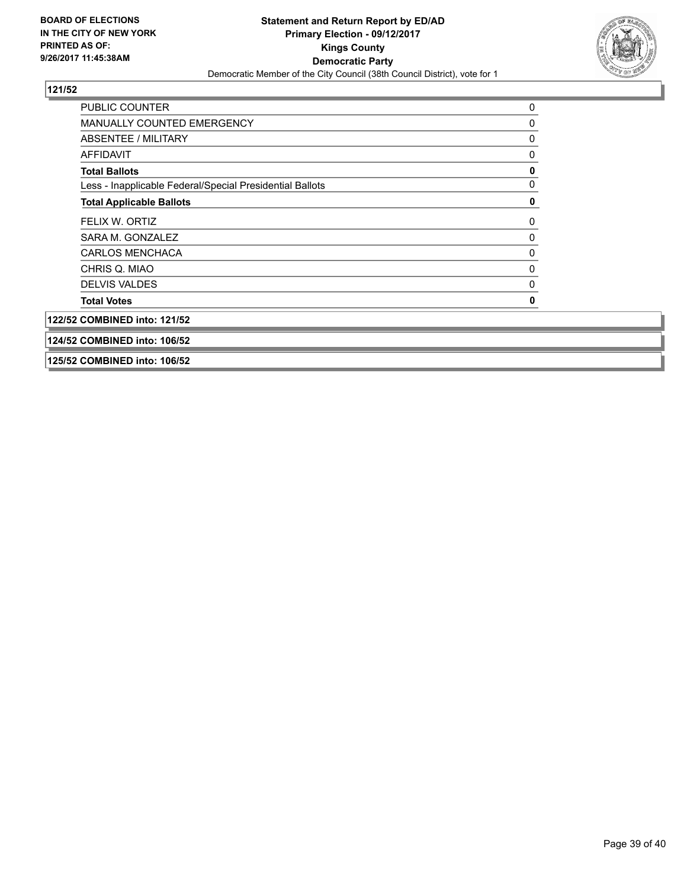**BOARD OF ELECTIONS IN THE CITY OF NEW YORK PRINTED AS OF: 9/26/2017 11:45:38AM**

**Statement and Return Report by ED/AD**
**Primary Election - 09/12/2017**
**Kings County**
**Democratic Party**
Democratic Member of the City Council (38th Council District), vote for 1

### 121/52

| | |
|---|---|
| PUBLIC COUNTER | 0 |
| MANUALLY COUNTED EMERGENCY | 0 |
| ABSENTEE / MILITARY | 0 |
| AFFIDAVIT | 0 |
| **Total Ballots** | **0** |
| Less - Inapplicable Federal/Special Presidential Ballots | 0 |
| **Total Applicable Ballots** | **0** |
| FELIX W. ORTIZ | 0 |
| SARA M. GONZALEZ | 0 |
| CARLOS MENCHACA | 0 |
| CHRIS Q. MIAO | 0 |
| DELVIS VALDES | 0 |
| **Total Votes** | **0** |

**122/52 COMBINED into: 121/52**

**124/52 COMBINED into: 106/52**

**125/52 COMBINED into: 106/52**